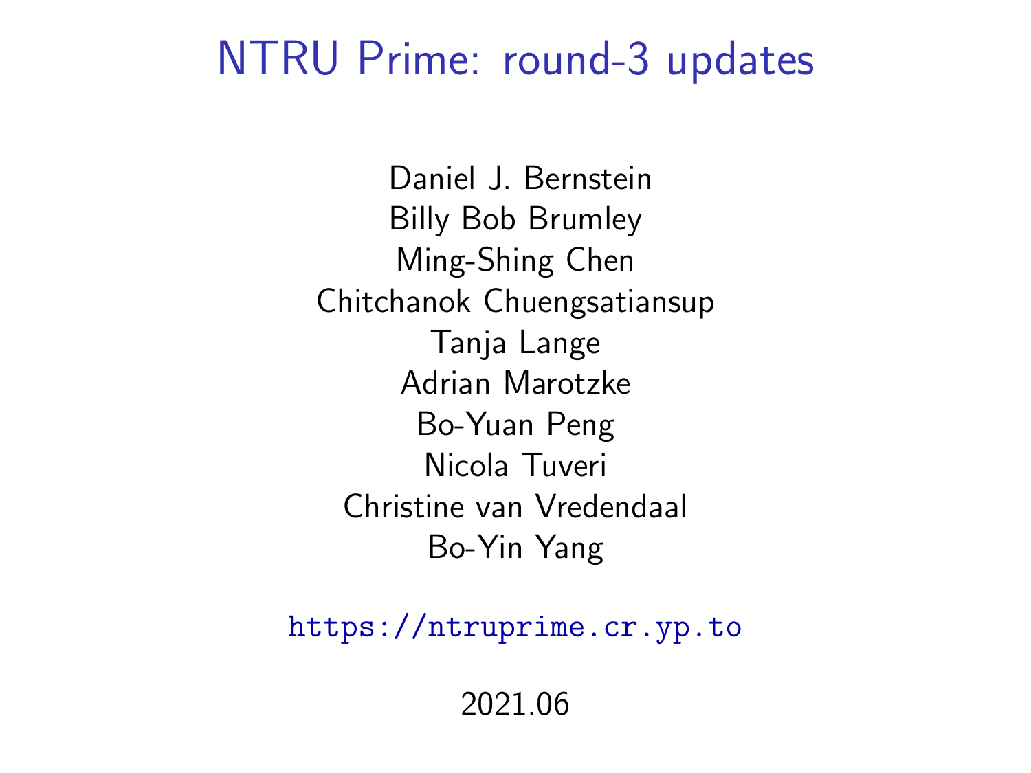# NTRU Prime: round-3 updates

Daniel J. Bernstein
Billy Bob Brumley
Ming-Shing Chen
Chitchanok Chuengsatiansup
Tanja Lange
Adrian Marotzke
Bo-Yuan Peng
Nicola Tuveri
Christine van Vredendaal
Bo-Yin Yang

https://ntruprime.cr.yp.to

2021.06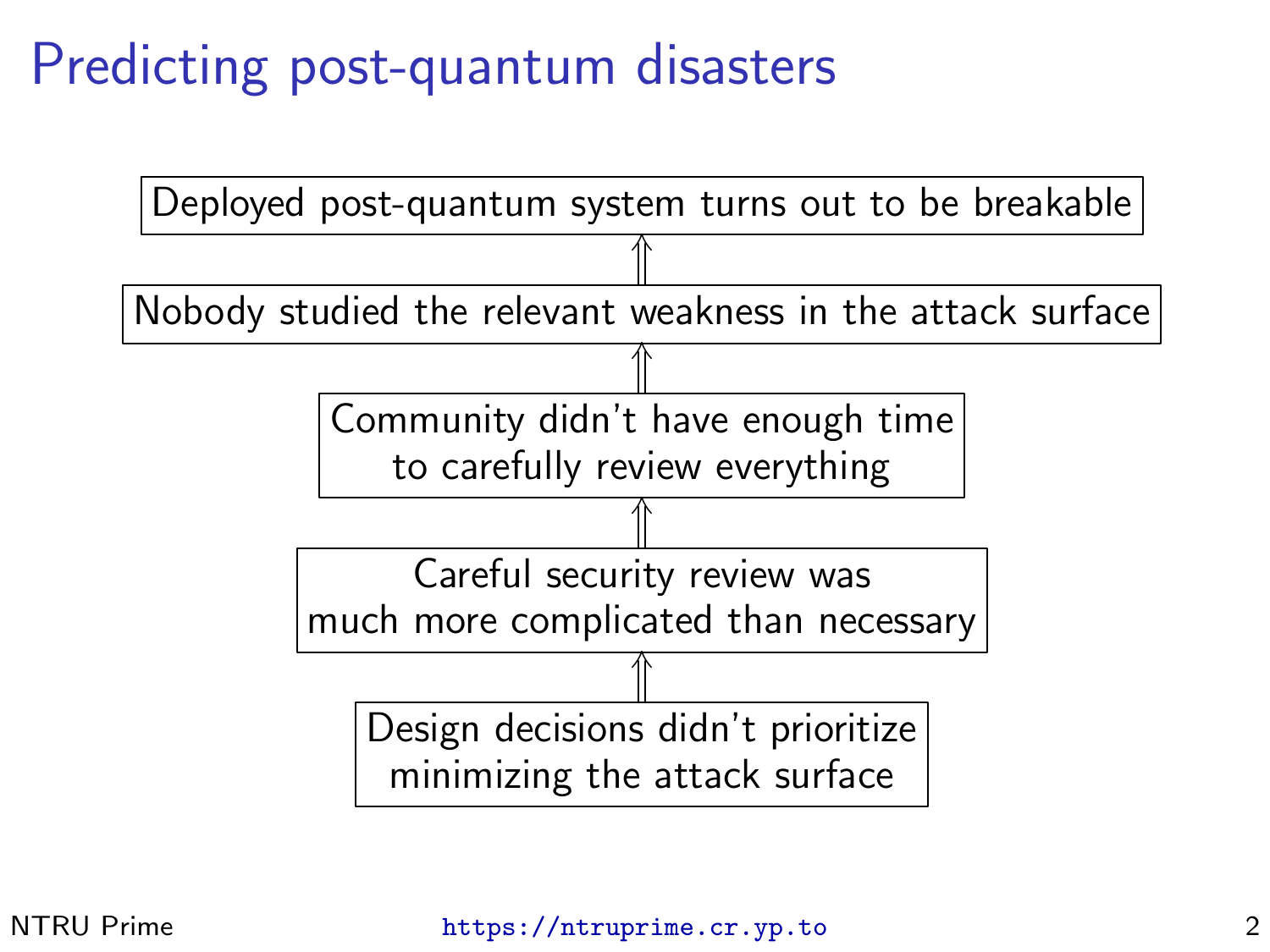# Predicting post-quantum disasters

Deployed post-quantum system turns out to be breakable

⇑

Nobody studied the relevant weakness in the attack surface

⇑

Community didn't have enough time to carefully review everything

⇑

Careful security review was much more complicated than necessary

⇑

Design decisions didn't prioritize minimizing the attack surface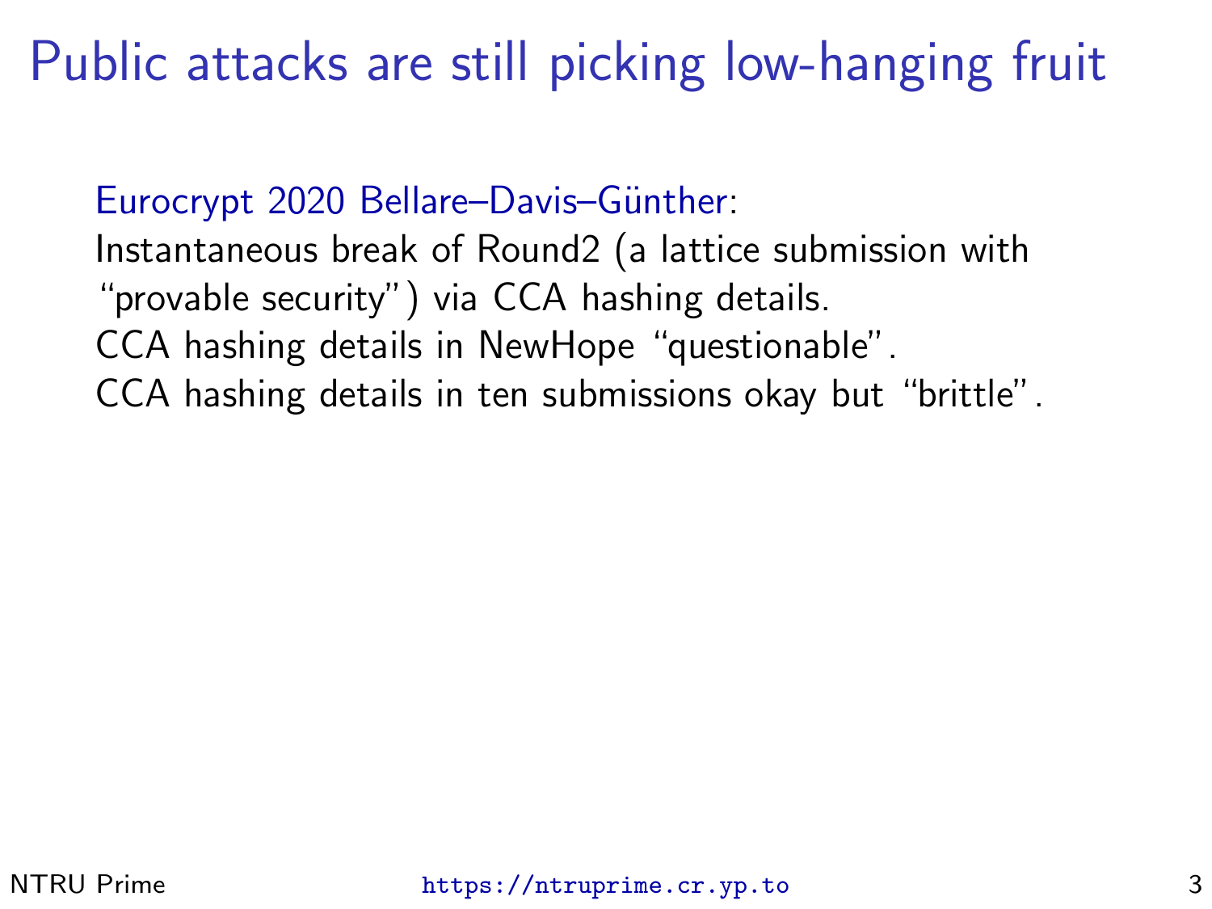# Public attacks are still picking low-hanging fruit

Eurocrypt 2020 Bellare–Davis–Günther:
Instantaneous break of Round2 (a lattice submission with "provable security") via CCA hashing details.
CCA hashing details in NewHope "questionable".
CCA hashing details in ten submissions okay but "brittle".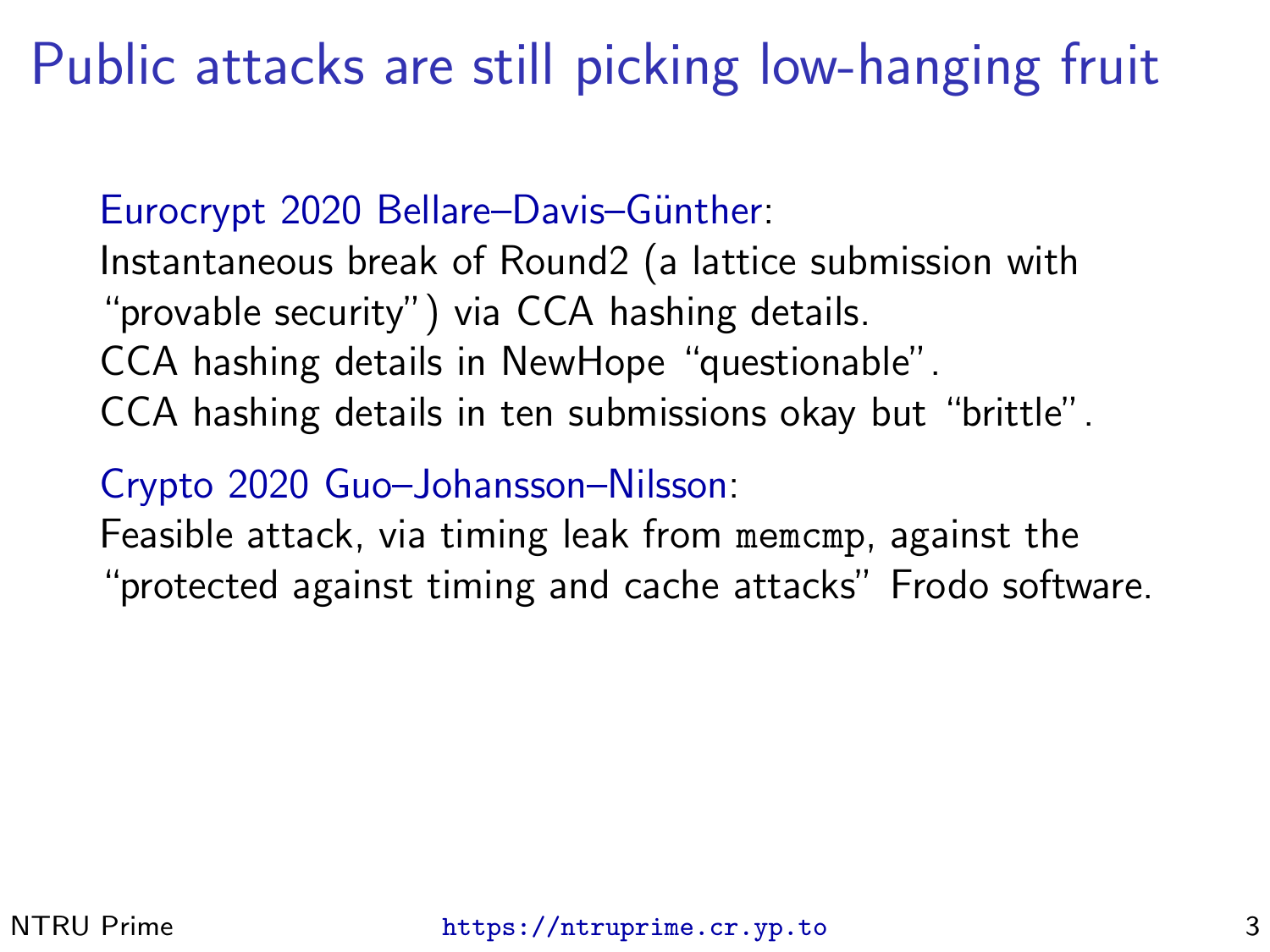# Public attacks are still picking low-hanging fruit

Eurocrypt 2020 Bellare–Davis–Günther:
Instantaneous break of Round2 (a lattice submission with "provable security") via CCA hashing details.
CCA hashing details in NewHope "questionable".
CCA hashing details in ten submissions okay but "brittle".

Crypto 2020 Guo–Johansson–Nilsson:
Feasible attack, via timing leak from `memcmp`, against the "protected against timing and cache attacks" Frodo software.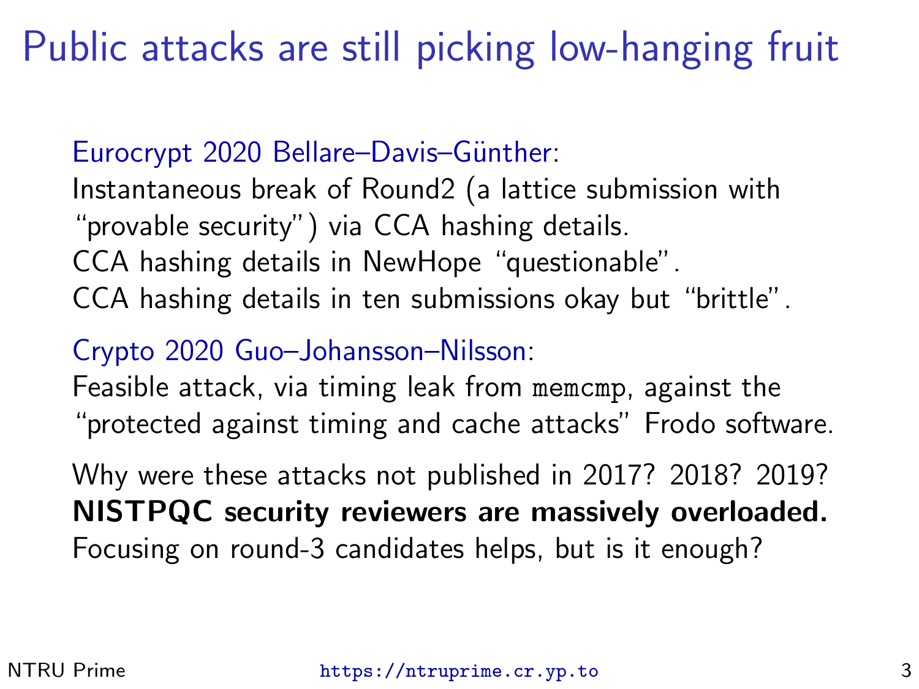# Public attacks are still picking low-hanging fruit

Eurocrypt 2020 Bellare–Davis–Günther:
Instantaneous break of Round2 (a lattice submission with "provable security") via CCA hashing details.
CCA hashing details in NewHope "questionable".
CCA hashing details in ten submissions okay but "brittle".

Crypto 2020 Guo–Johansson–Nilsson:
Feasible attack, via timing leak from `memcmp`, against the "protected against timing and cache attacks" Frodo software.

Why were these attacks not published in 2017? 2018? 2019?
**NISTPQC security reviewers are massively overloaded.**
Focusing on round-3 candidates helps, but is it enough?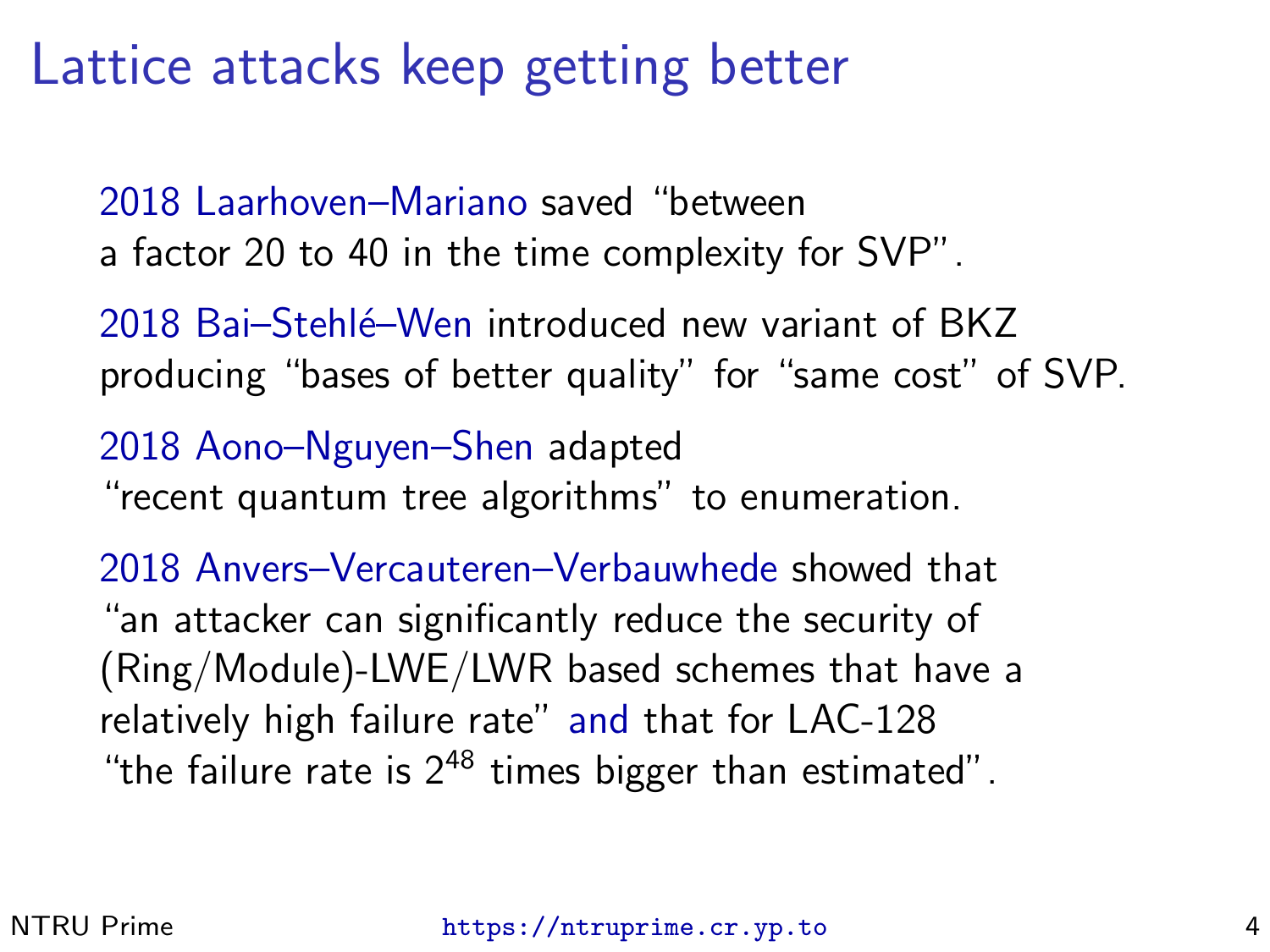# Lattice attacks keep getting better

2018 Laarhoven–Mariano saved "between a factor 20 to 40 in the time complexity for SVP".

2018 Bai–Stehlé–Wen introduced new variant of BKZ producing "bases of better quality" for "same cost" of SVP.

2018 Aono–Nguyen–Shen adapted "recent quantum tree algorithms" to enumeration.

2018 Anvers–Vercauteren–Verbauwhede showed that "an attacker can significantly reduce the security of (Ring/Module)-LWE/LWR based schemes that have a relatively high failure rate" and that for LAC-128 "the failure rate is $2^{48}$ times bigger than estimated".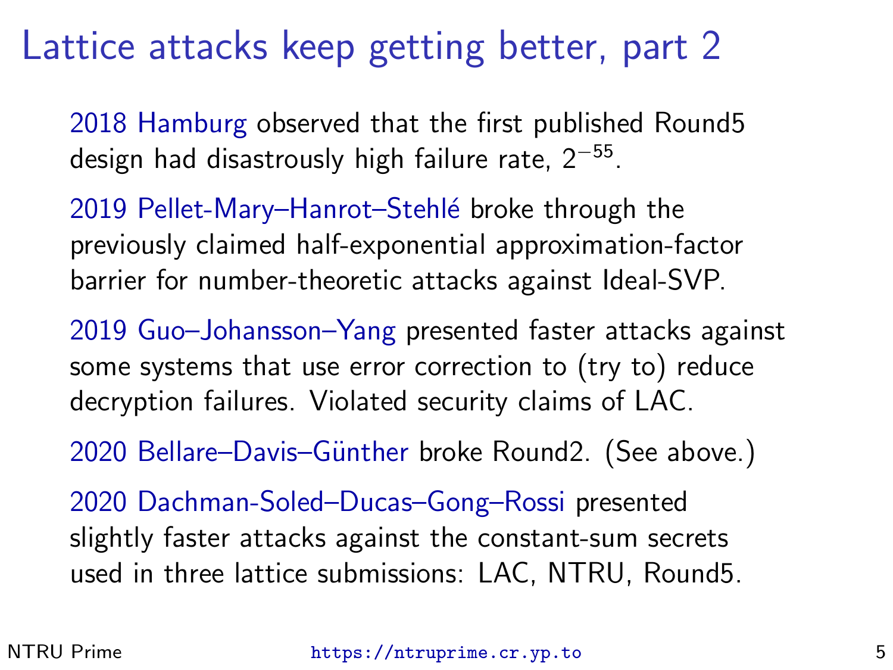# Lattice attacks keep getting better, part 2

2018 Hamburg observed that the first published Round5 design had disastrously high failure rate, $2^{-55}$.

2019 Pellet-Mary–Hanrot–Stehlé broke through the previously claimed half-exponential approximation-factor barrier for number-theoretic attacks against Ideal-SVP.

2019 Guo–Johansson–Yang presented faster attacks against some systems that use error correction to (try to) reduce decryption failures. Violated security claims of LAC.

2020 Bellare–Davis–Günther broke Round2. (See above.)

2020 Dachman-Soled–Ducas–Gong–Rossi presented slightly faster attacks against the constant-sum secrets used in three lattice submissions: LAC, NTRU, Round5.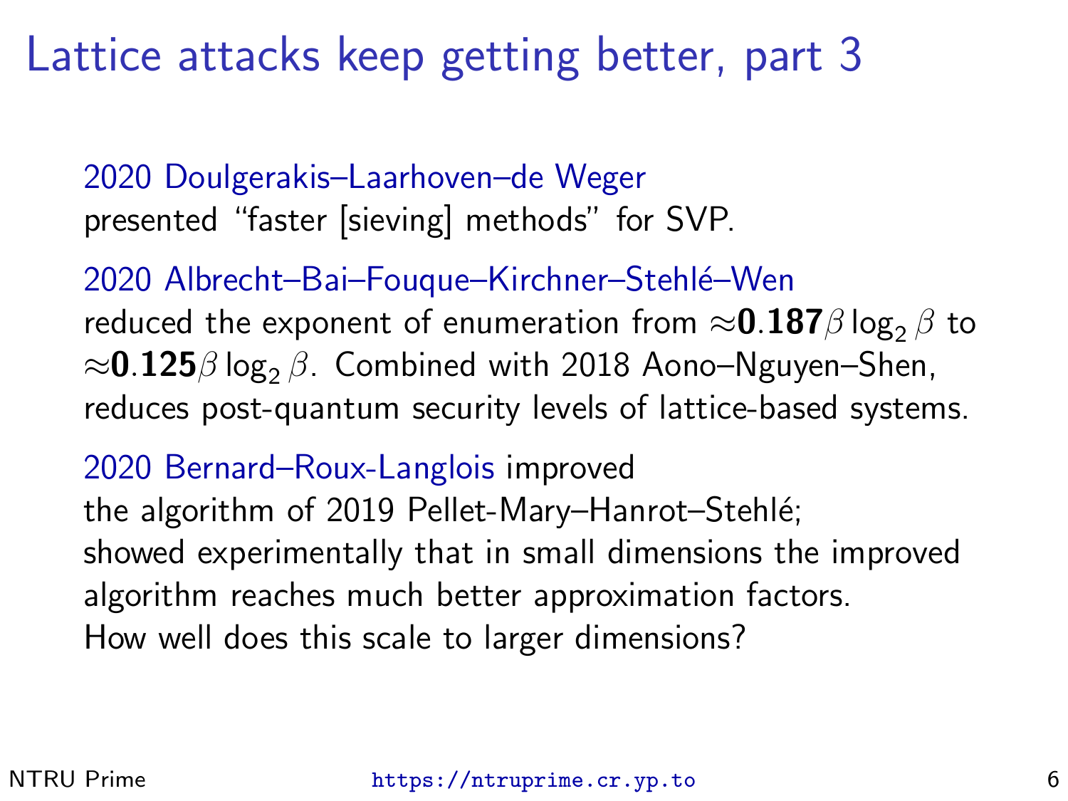# Lattice attacks keep getting better, part 3

2020 Doulgerakis–Laarhoven–de Weger presented “faster [sieving] methods” for SVP.

2020 Albrecht–Bai–Fouque–Kirchner–Stehlé–Wen reduced the exponent of enumeration from $\approx\mathbf{0.187}\beta\log_2\beta$ to $\approx\mathbf{0.125}\beta\log_2\beta$. Combined with 2018 Aono–Nguyen–Shen, reduces post-quantum security levels of lattice-based systems.

2020 Bernard–Roux-Langlois improved the algorithm of 2019 Pellet-Mary–Hanrot–Stehlé; showed experimentally that in small dimensions the improved algorithm reaches much better approximation factors. How well does this scale to larger dimensions?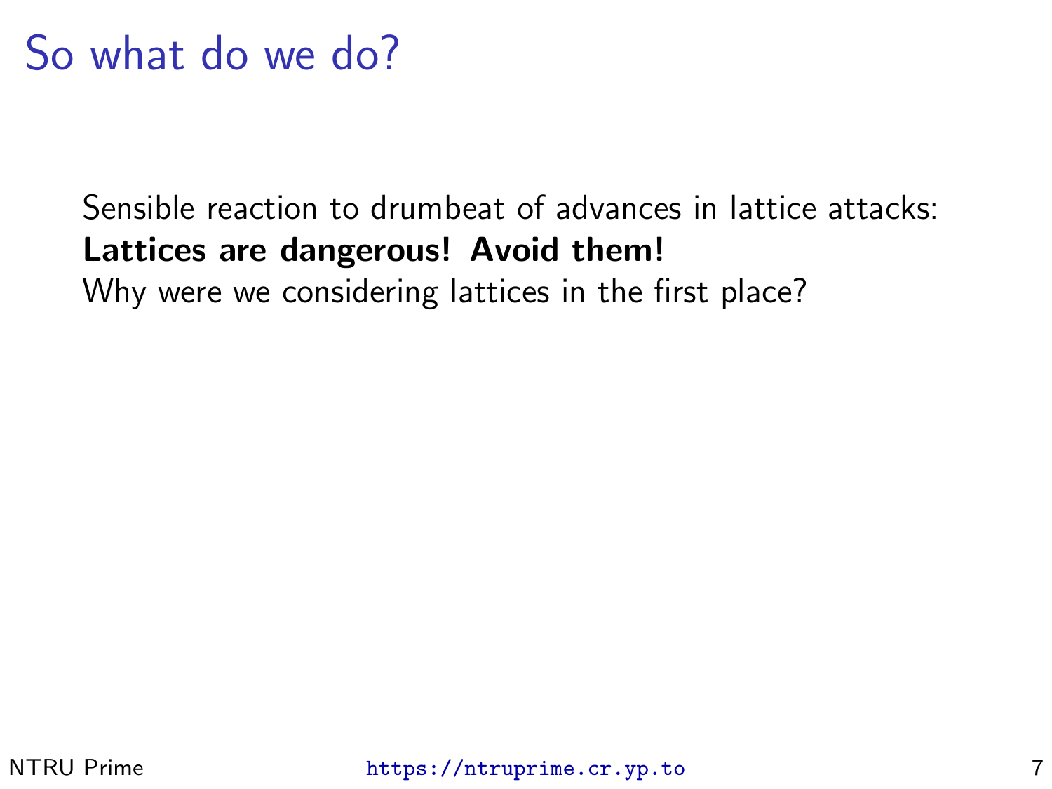# So what do we do?

Sensible reaction to drumbeat of advances in lattice attacks:
**Lattices are dangerous! Avoid them!**
Why were we considering lattices in the first place?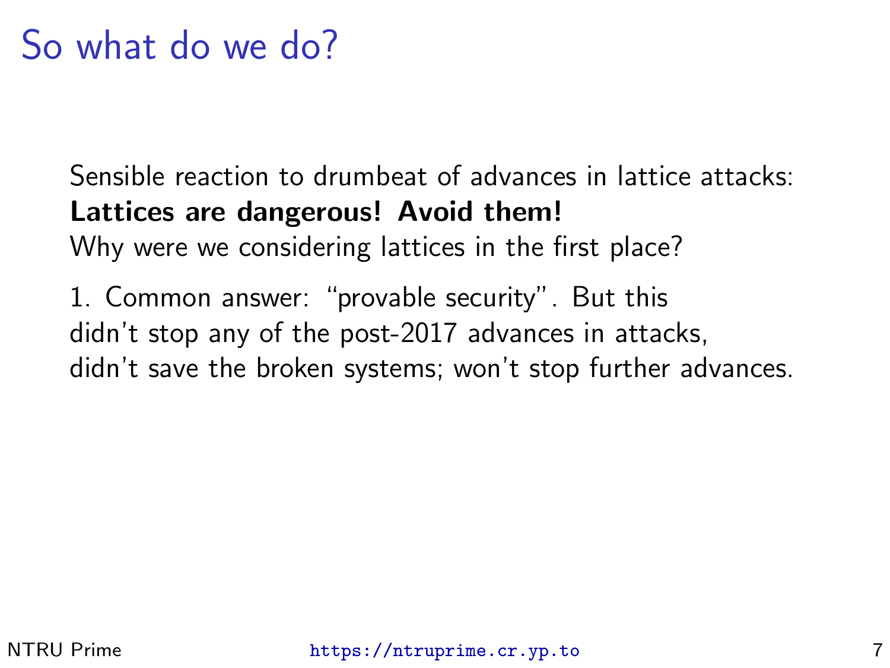# So what do we do?

Sensible reaction to drumbeat of advances in lattice attacks:
**Lattices are dangerous! Avoid them!**
Why were we considering lattices in the first place?

1. Common answer: "provable security". But this didn't stop any of the post-2017 advances in attacks, didn't save the broken systems; won't stop further advances.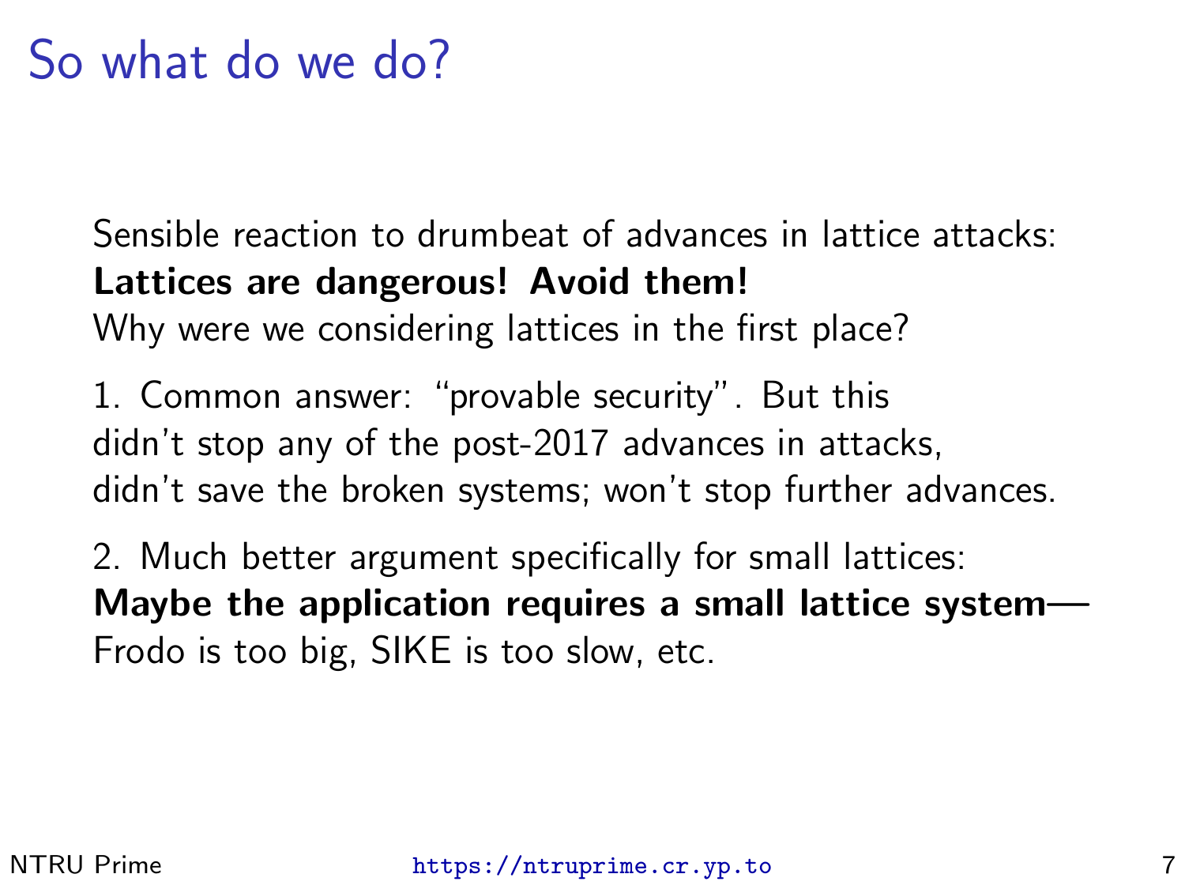# So what do we do?

Sensible reaction to drumbeat of advances in lattice attacks:
**Lattices are dangerous! Avoid them!**
Why were we considering lattices in the first place?

1. Common answer: "provable security". But this didn't stop any of the post-2017 advances in attacks, didn't save the broken systems; won't stop further advances.

2. Much better argument specifically for small lattices:
**Maybe the application requires a small lattice system**—
Frodo is too big, SIKE is too slow, etc.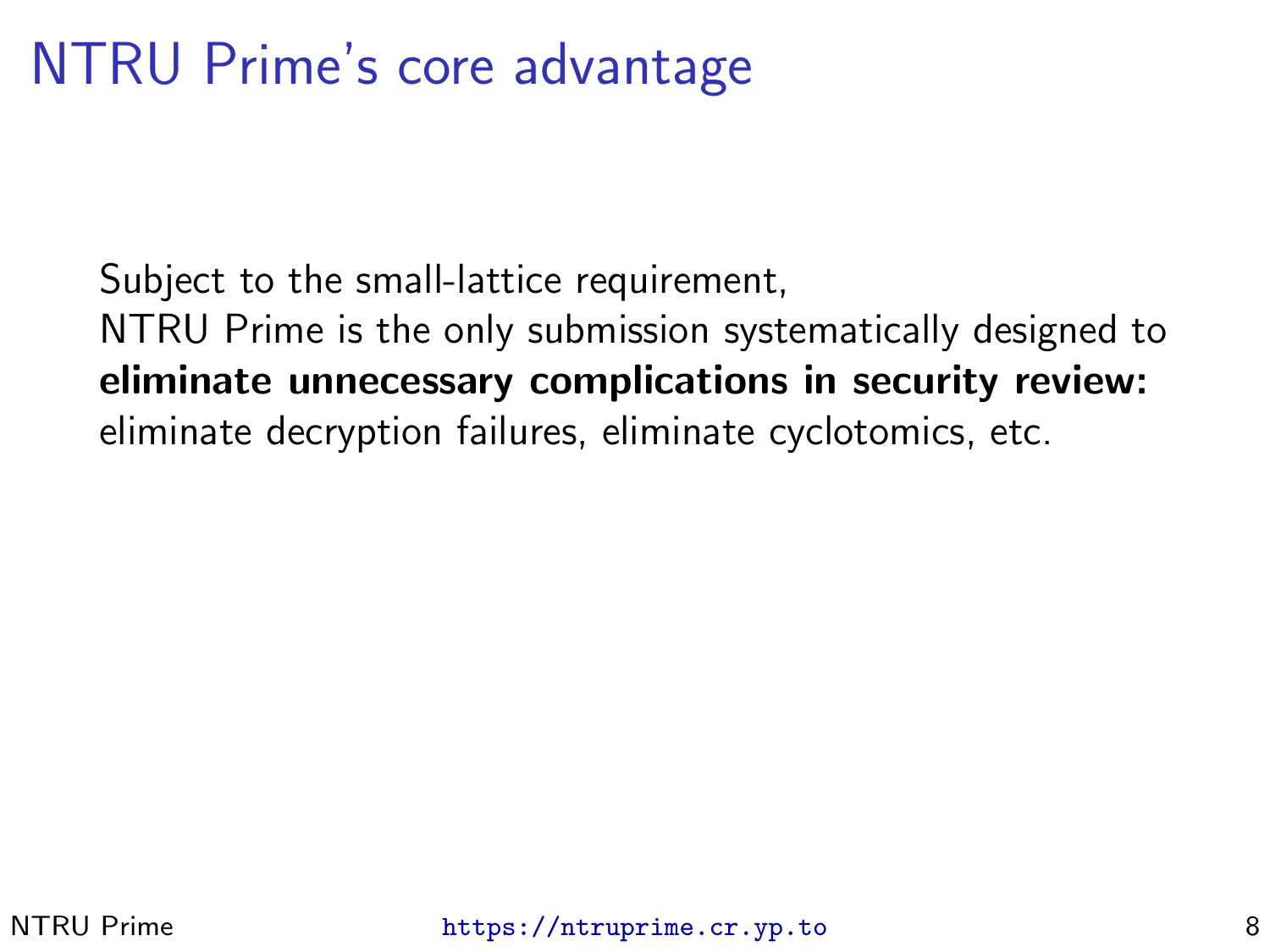# NTRU Prime's core advantage

Subject to the small-lattice requirement,
NTRU Prime is the only submission systematically designed to
**eliminate unnecessary complications in security review:**
eliminate decryption failures, eliminate cyclotomics, etc.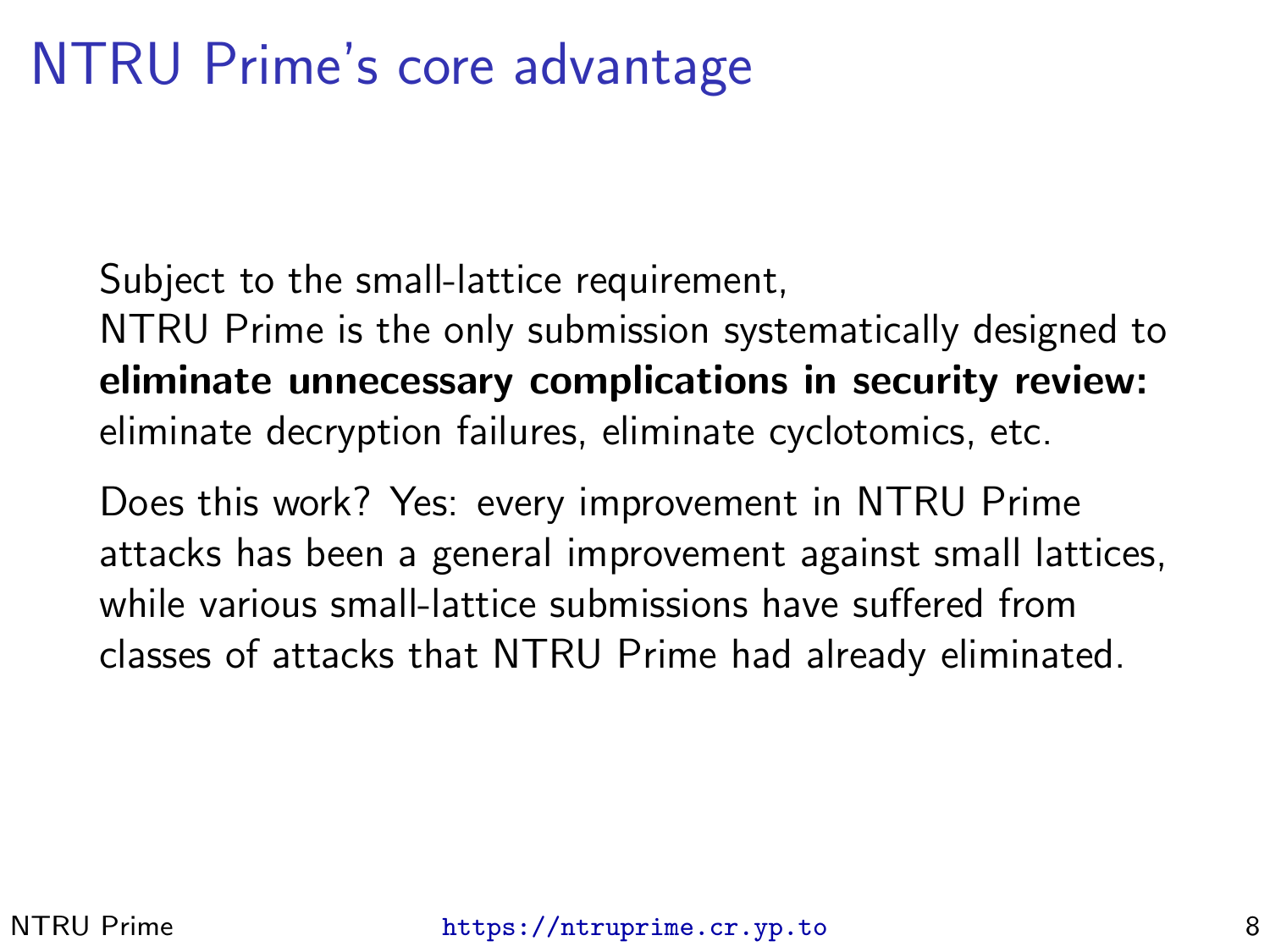# NTRU Prime's core advantage

Subject to the small-lattice requirement,
NTRU Prime is the only submission systematically designed to **eliminate unnecessary complications in security review:** eliminate decryption failures, eliminate cyclotomics, etc.

Does this work? Yes: every improvement in NTRU Prime attacks has been a general improvement against small lattices, while various small-lattice submissions have suffered from classes of attacks that NTRU Prime had already eliminated.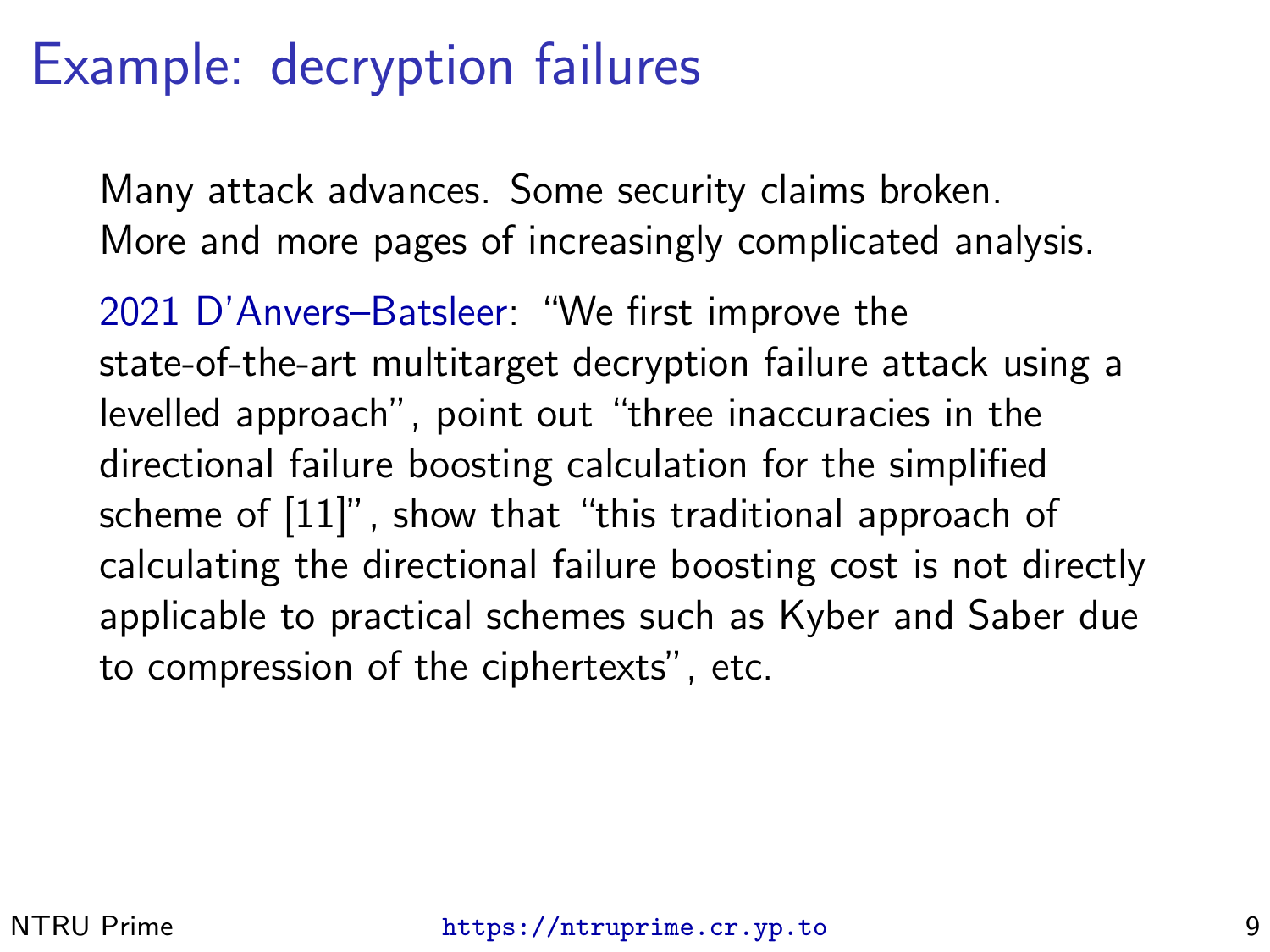# Example: decryption failures

Many attack advances. Some security claims broken.
More and more pages of increasingly complicated analysis.

2021 D'Anvers–Batsleer: "We first improve the state-of-the-art multitarget decryption failure attack using a levelled approach", point out "three inaccuracies in the directional failure boosting calculation for the simplified scheme of [11]", show that "this traditional approach of calculating the directional failure boosting cost is not directly applicable to practical schemes such as Kyber and Saber due to compression of the ciphertexts", etc.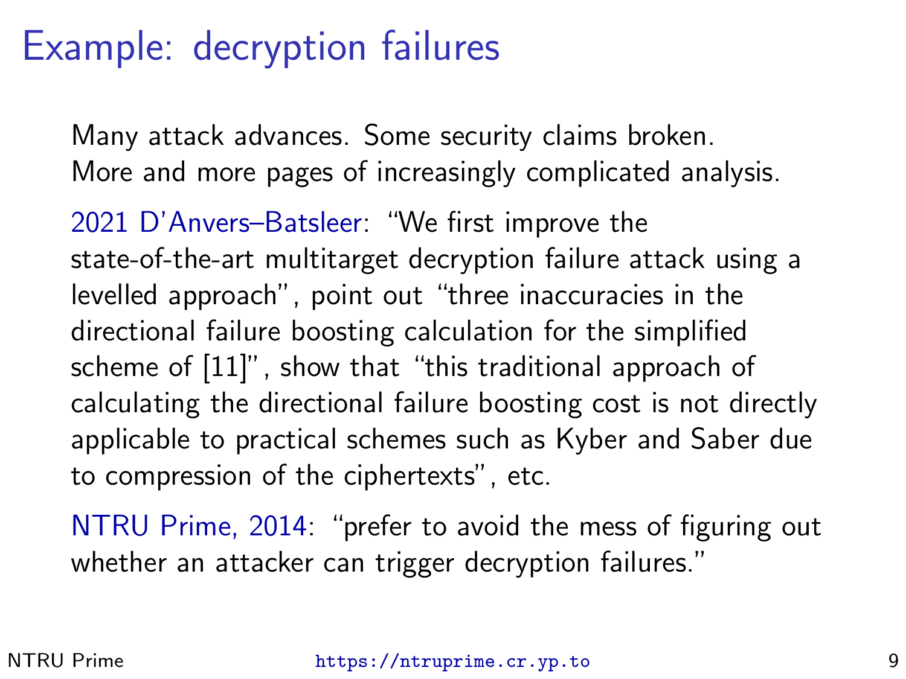# Example: decryption failures

Many attack advances. Some security claims broken.
More and more pages of increasingly complicated analysis.

2021 D'Anvers–Batsleer: "We first improve the state-of-the-art multitarget decryption failure attack using a levelled approach", point out "three inaccuracies in the directional failure boosting calculation for the simplified scheme of [11]", show that "this traditional approach of calculating the directional failure boosting cost is not directly applicable to practical schemes such as Kyber and Saber due to compression of the ciphertexts", etc.

NTRU Prime, 2014: "prefer to avoid the mess of figuring out whether an attacker can trigger decryption failures."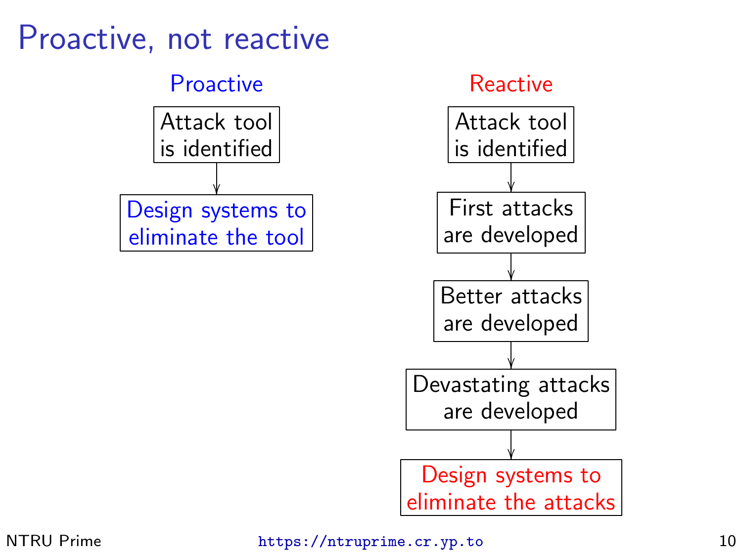# Proactive, not reactive

**Proactive**

Attack tool is identified
→ Design systems to eliminate the tool

**Reactive**

Attack tool is identified
→ First attacks are developed
→ Better attacks are developed
→ Devastating attacks are developed
→ Design systems to eliminate the attacks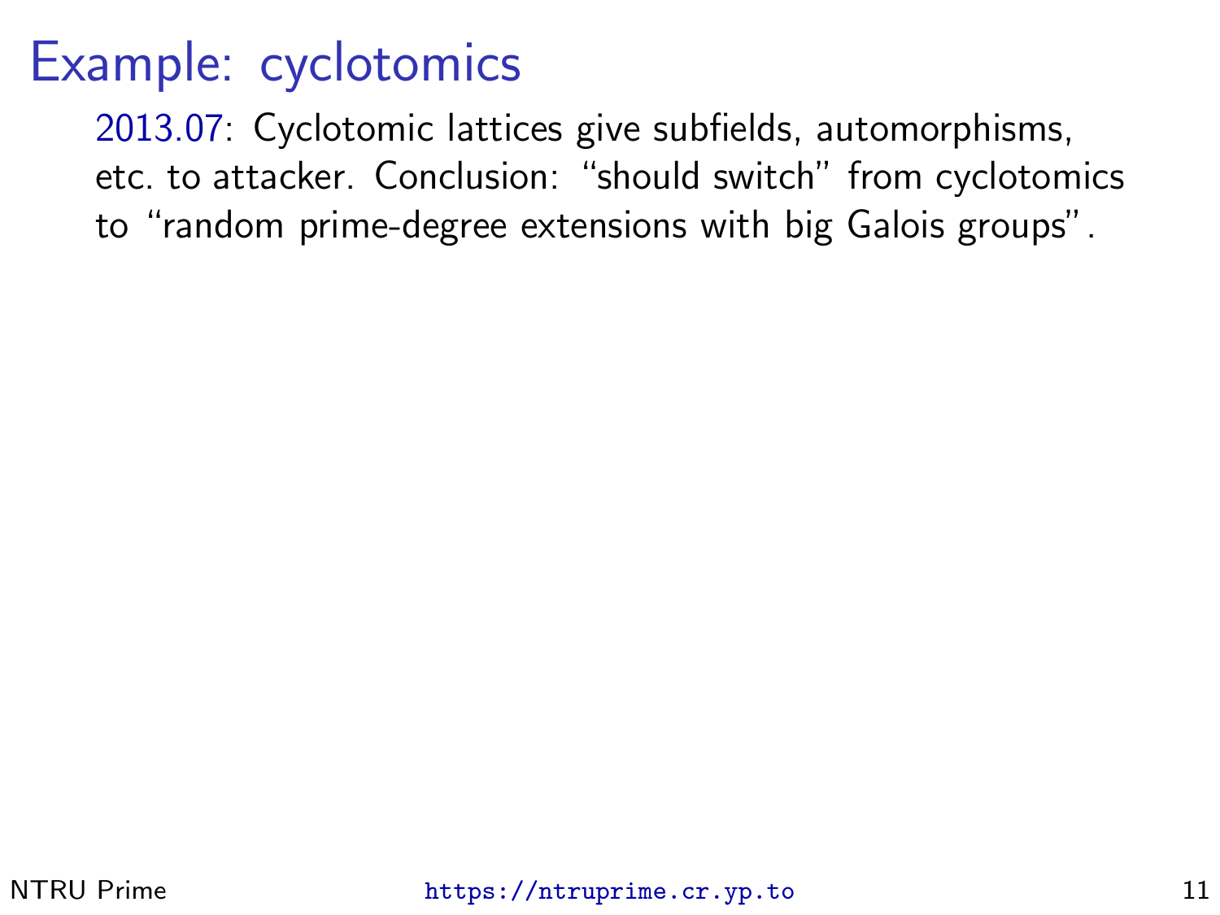# Example: cyclotomics

2013.07: Cyclotomic lattices give subfields, automorphisms, etc. to attacker. Conclusion: “should switch” from cyclotomics to “random prime-degree extensions with big Galois groups”.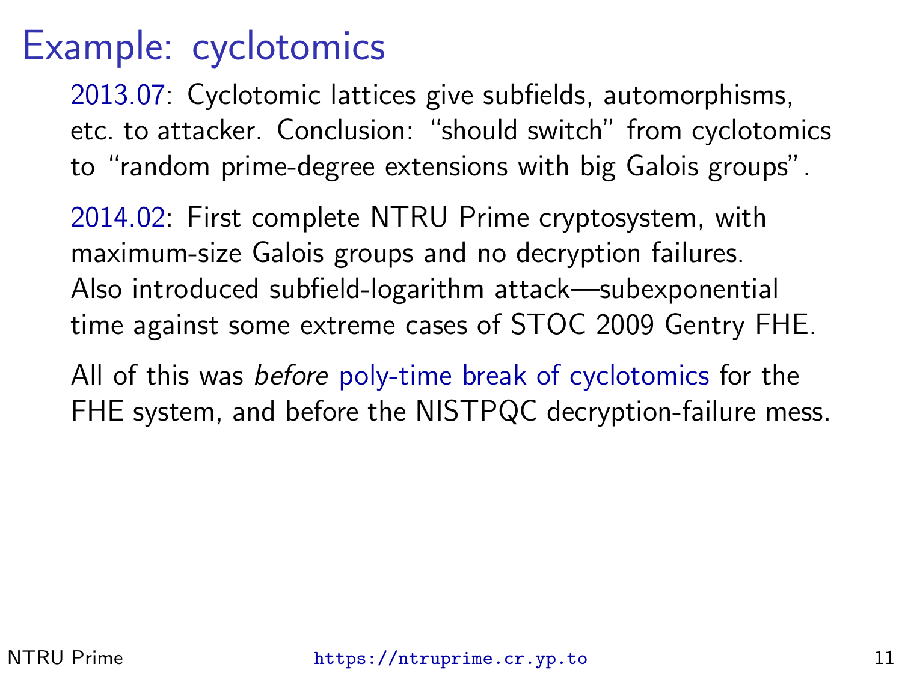# Example: cyclotomics

2013.07: Cyclotomic lattices give subfields, automorphisms, etc. to attacker. Conclusion: "should switch" from cyclotomics to "random prime-degree extensions with big Galois groups".

2014.02: First complete NTRU Prime cryptosystem, with maximum-size Galois groups and no decryption failures. Also introduced subfield-logarithm attack—subexponential time against some extreme cases of STOC 2009 Gentry FHE.

All of this was *before* poly-time break of cyclotomics for the FHE system, and before the NISTPQC decryption-failure mess.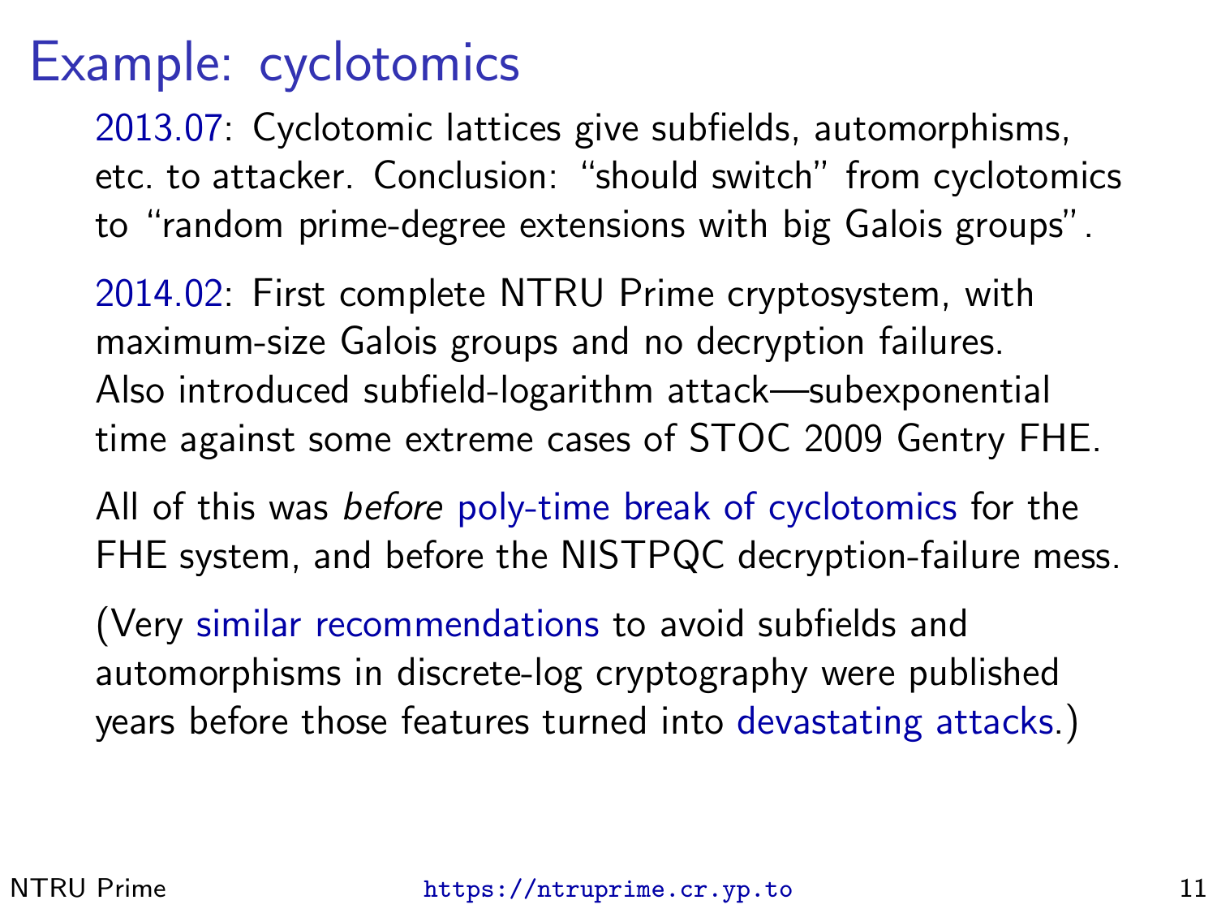# Example: cyclotomics

2013.07: Cyclotomic lattices give subfields, automorphisms, etc. to attacker. Conclusion: "should switch" from cyclotomics to "random prime-degree extensions with big Galois groups".

2014.02: First complete NTRU Prime cryptosystem, with maximum-size Galois groups and no decryption failures. Also introduced subfield-logarithm attack—subexponential time against some extreme cases of STOC 2009 Gentry FHE.

All of this was *before* poly-time break of cyclotomics for the FHE system, and before the NISTPQC decryption-failure mess.

(Very similar recommendations to avoid subfields and automorphisms in discrete-log cryptography were published years before those features turned into devastating attacks.)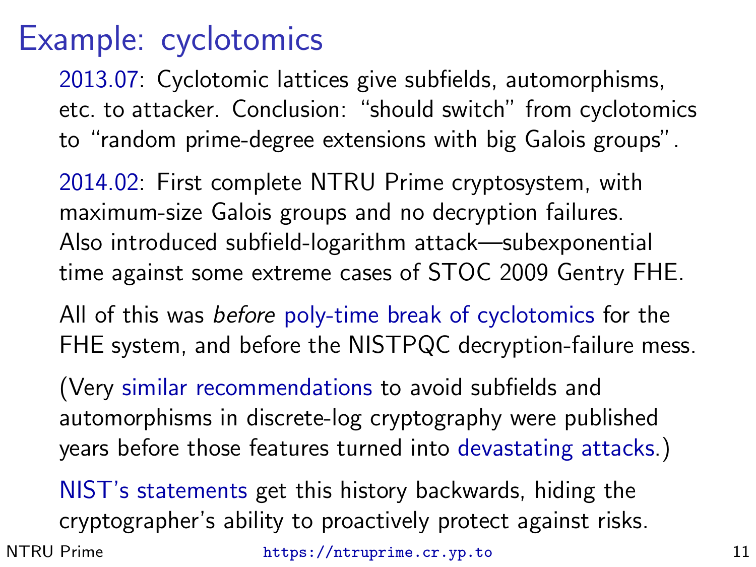# Example: cyclotomics

2013.07: Cyclotomic lattices give subfields, automorphisms, etc. to attacker. Conclusion: "should switch" from cyclotomics to "random prime-degree extensions with big Galois groups".

2014.02: First complete NTRU Prime cryptosystem, with maximum-size Galois groups and no decryption failures. Also introduced subfield-logarithm attack—subexponential time against some extreme cases of STOC 2009 Gentry FHE.

All of this was *before* poly-time break of cyclotomics for the FHE system, and before the NISTPQC decryption-failure mess.

(Very similar recommendations to avoid subfields and automorphisms in discrete-log cryptography were published years before those features turned into devastating attacks.)

NIST's statements get this history backwards, hiding the cryptographer's ability to proactively protect against risks.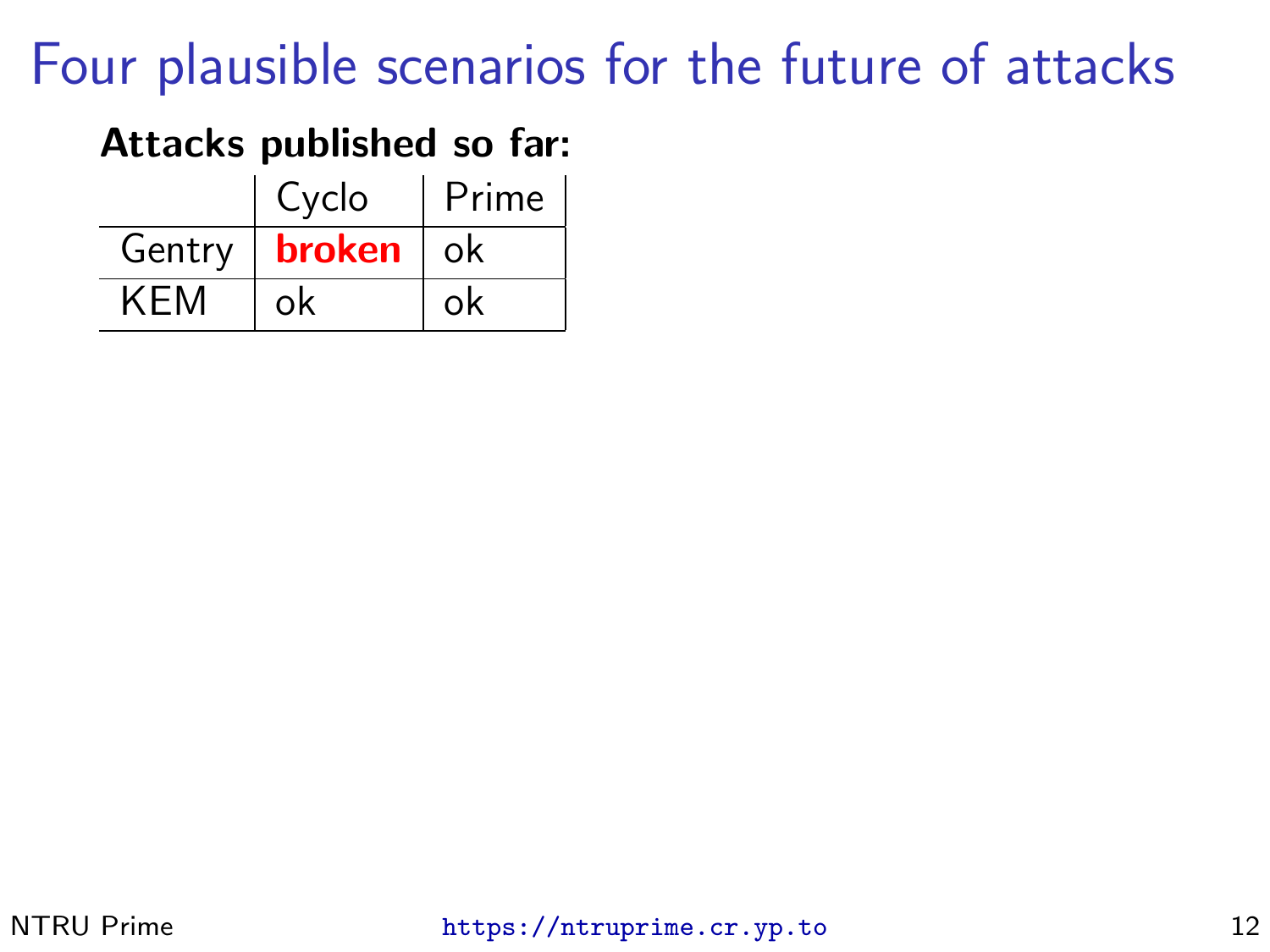# Four plausible scenarios for the future of attacks

**Attacks published so far:**

| | Cyclo | Prime |
|---|---|---|
| Gentry | **broken** | ok |
| KEM | ok | ok |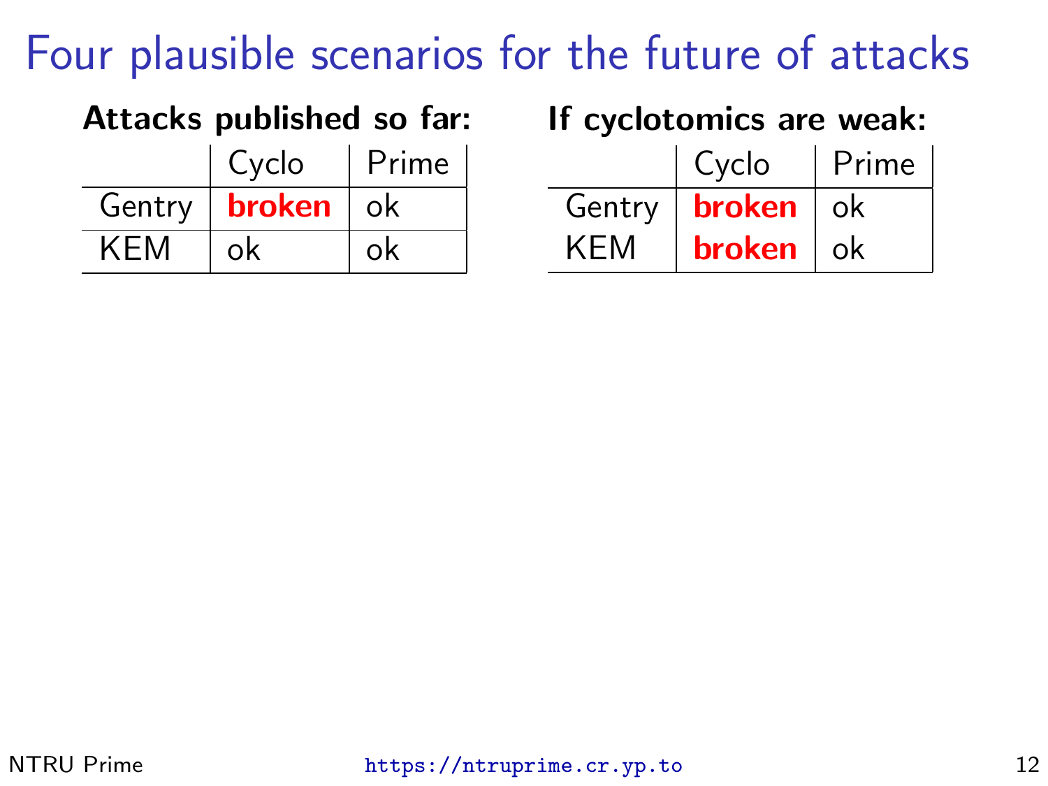# Four plausible scenarios for the future of attacks

**Attacks published so far:**

| | Cyclo | Prime |
|---|---|---|
| Gentry | **broken** | ok |
| KEM | ok | ok |

**If cyclotomics are weak:**

| | Cyclo | Prime |
|---|---|---|
| Gentry | **broken** | ok |
| KEM | **broken** | ok |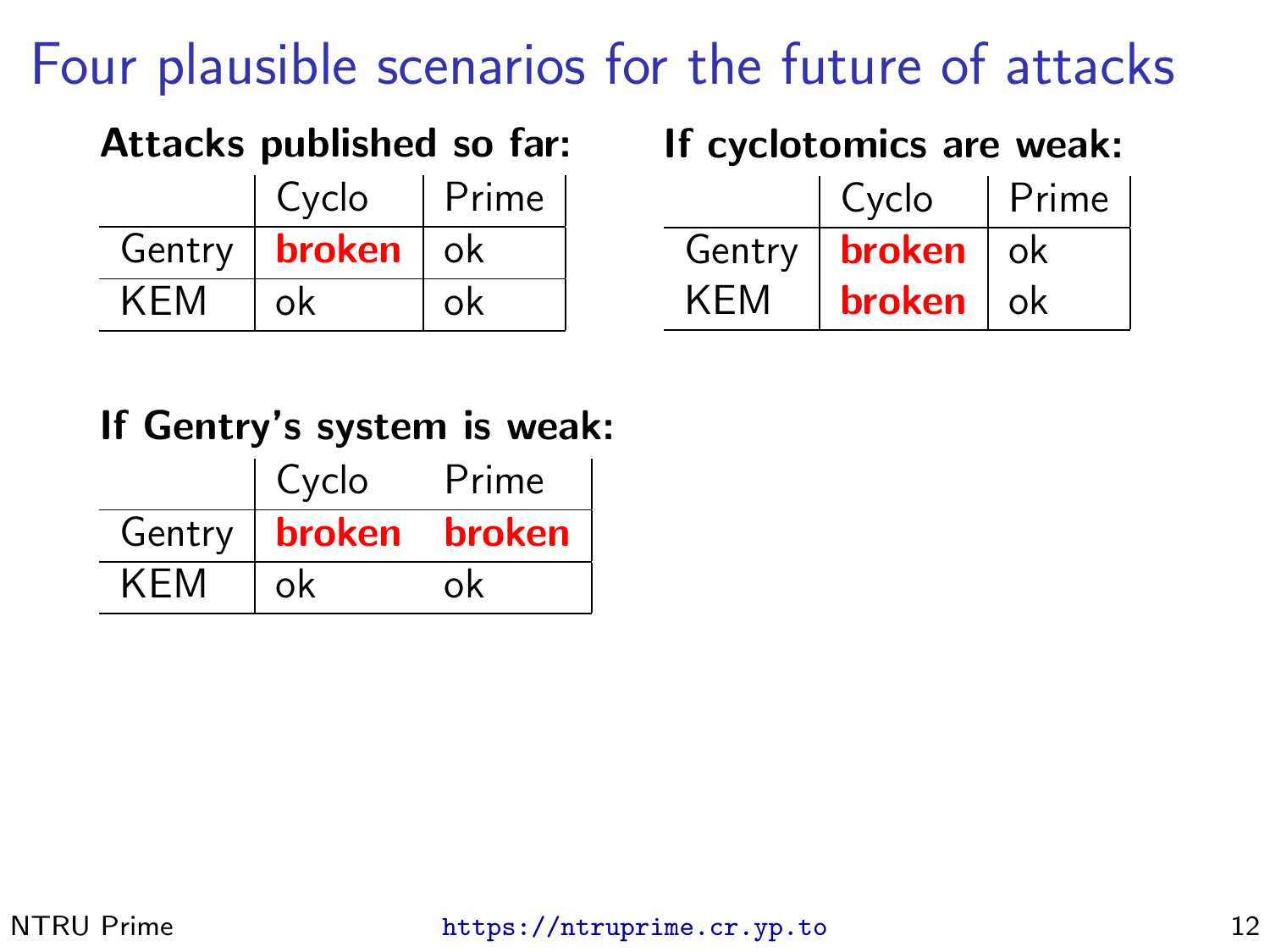# Four plausible scenarios for the future of attacks

**Attacks published so far:**

| | Cyclo | Prime |
|---|---|---|
| Gentry | **broken** | ok |
| KEM | ok | ok |

**If cyclotomics are weak:**

| | Cyclo | Prime |
|---|---|---|
| Gentry | **broken** | ok |
| KEM | **broken** | ok |

**If Gentry's system is weak:**

| | Cyclo | Prime |
|---|---|---|
| Gentry | **broken** | **broken** |
| KEM | ok | ok |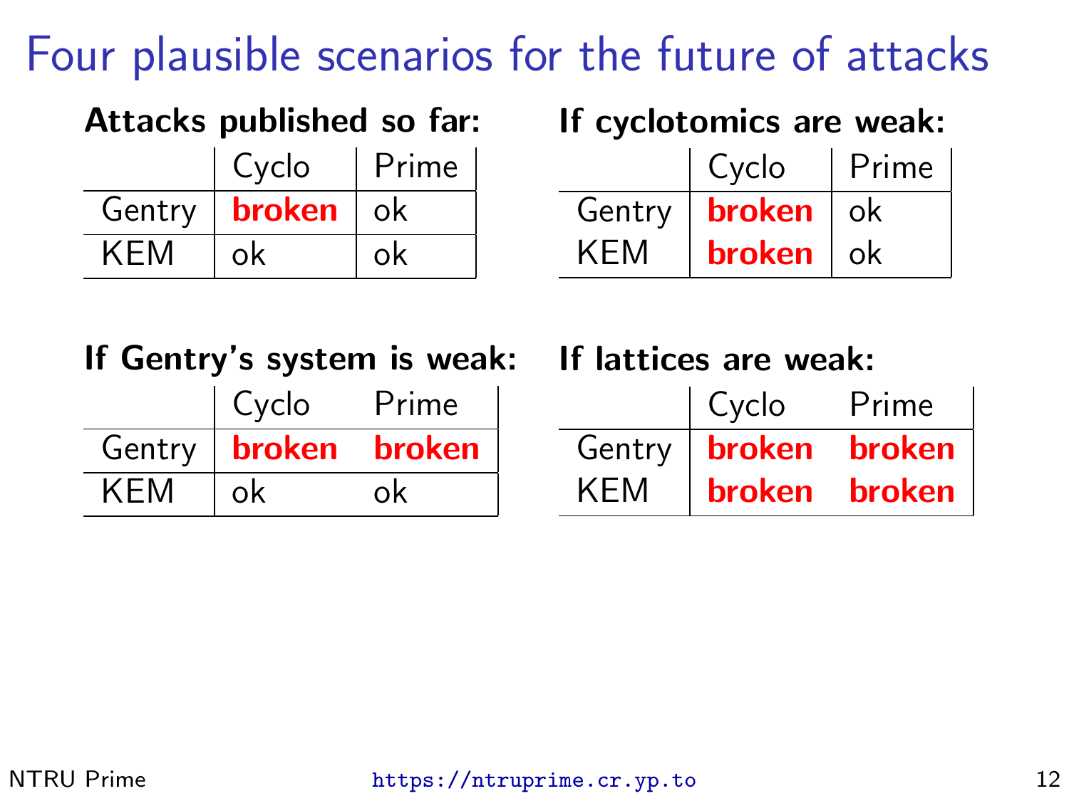# Four plausible scenarios for the future of attacks

**Attacks published so far:**

| | Cyclo | Prime |
|---|---|---|
| Gentry | **broken** | ok |
| KEM | ok | ok |

**If cyclotomics are weak:**

| | Cyclo | Prime |
|---|---|---|
| Gentry | **broken** | ok |
| KEM | **broken** | ok |

**If Gentry's system is weak:**

| | Cyclo | Prime |
|---|---|---|
| Gentry | **broken** | **broken** |
| KEM | ok | ok |

**If lattices are weak:**

| | Cyclo | Prime |
|---|---|---|
| Gentry | **broken** | **broken** |
| KEM | **broken** | **broken** |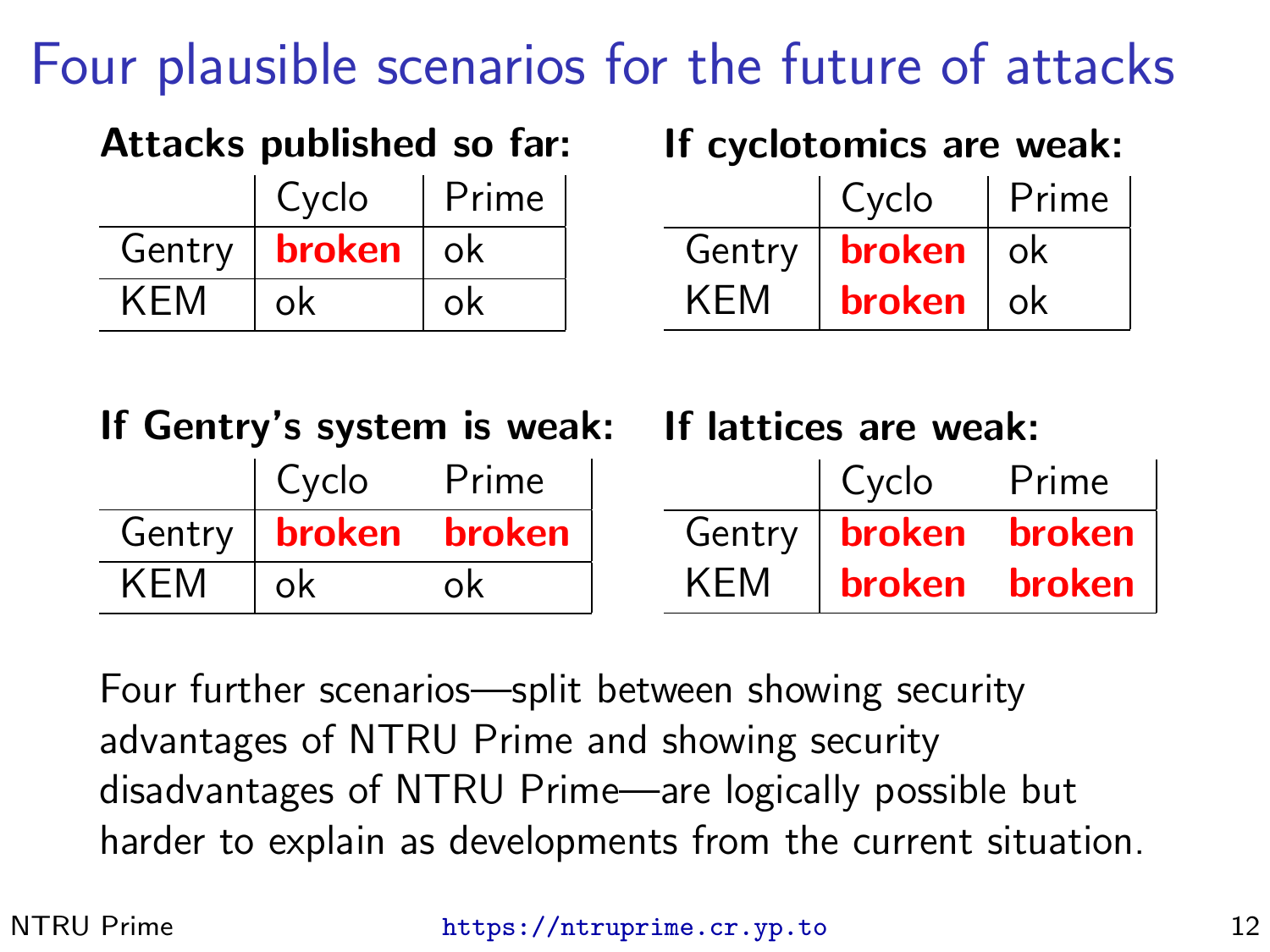# Four plausible scenarios for the future of attacks

**Attacks published so far:**

| | Cyclo | Prime |
|---|---|---|
| Gentry | **broken** | ok |
| KEM | ok | ok |

**If cyclotomics are weak:**

| | Cyclo | Prime |
|---|---|---|
| Gentry | **broken** | ok |
| KEM | **broken** | ok |

**If Gentry's system is weak:**

| | Cyclo | Prime |
|---|---|---|
| Gentry | **broken** | **broken** |
| KEM | ok | ok |

**If lattices are weak:**

| | Cyclo | Prime |
|---|---|---|
| Gentry | **broken** | **broken** |
| KEM | **broken** | **broken** |

Four further scenarios—split between showing security advantages of NTRU Prime and showing security disadvantages of NTRU Prime—are logically possible but harder to explain as developments from the current situation.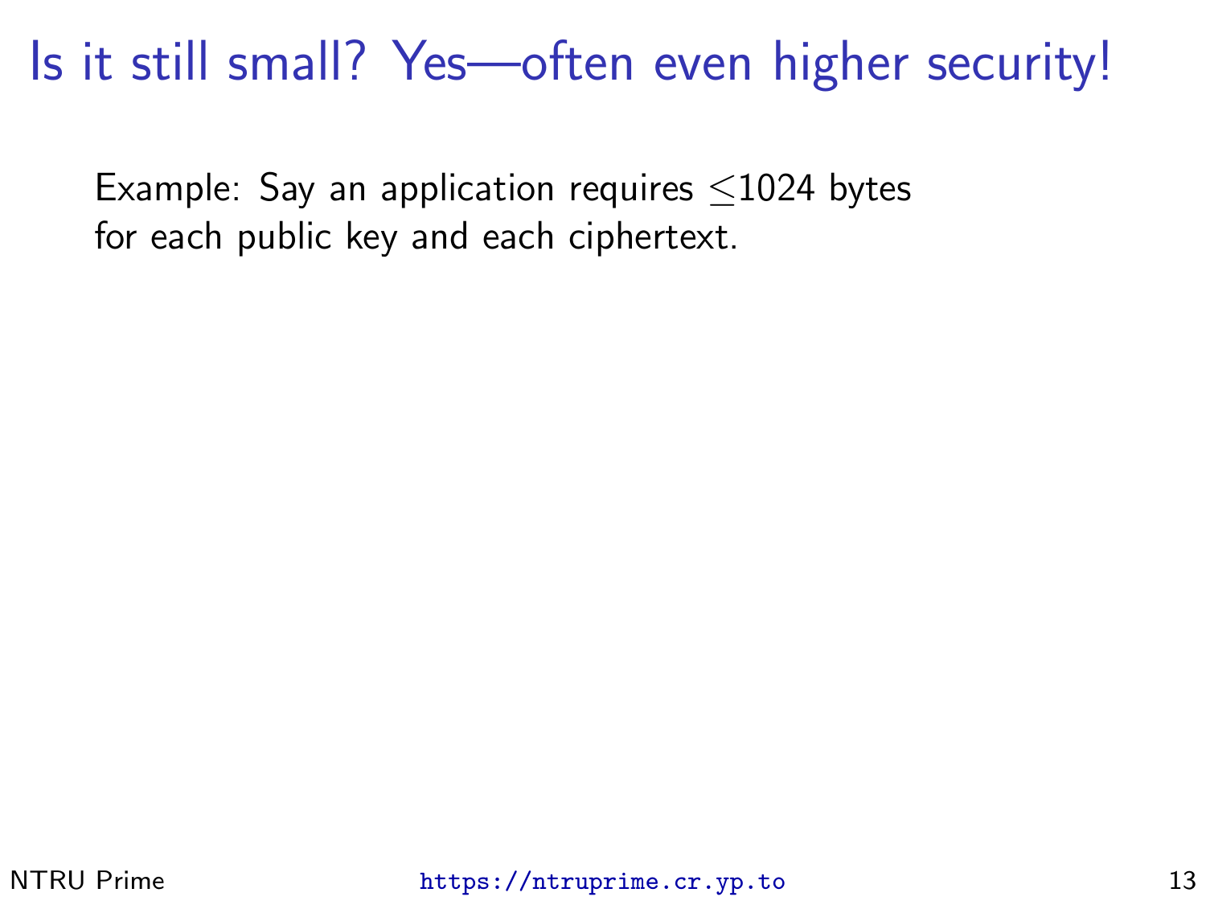# Is it still small? Yes—often even higher security!

Example: Say an application requires $\leq$1024 bytes for each public key and each ciphertext.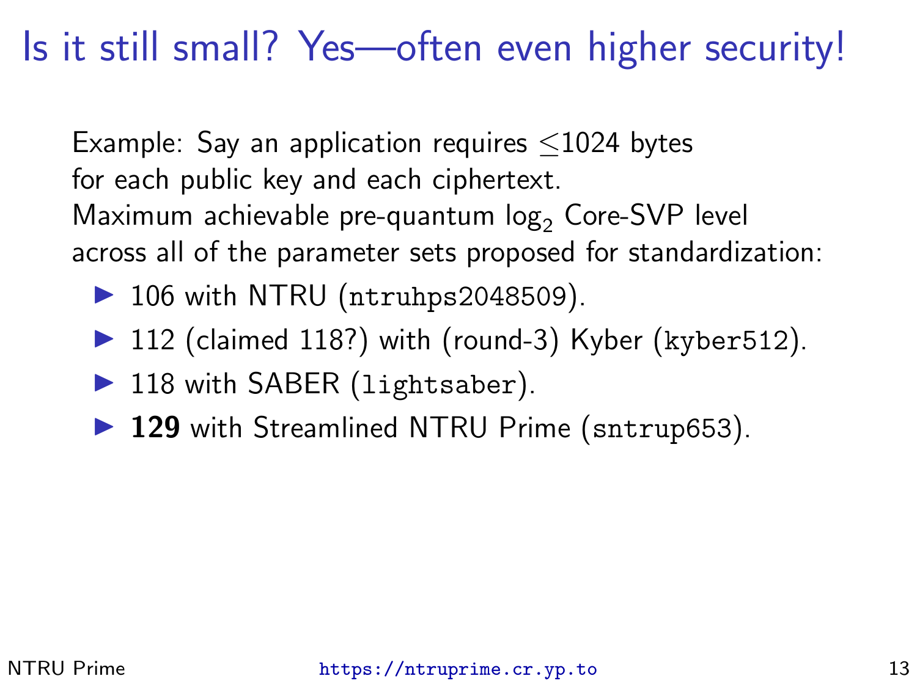# Is it still small? Yes—often even higher security!

Example: Say an application requires $\leq$1024 bytes for each public key and each ciphertext. Maximum achievable pre-quantum $\log_2$ Core-SVP level across all of the parameter sets proposed for standardization:

- 106 with NTRU (`ntruhps2048509`).
- 112 (claimed 118?) with (round-3) Kyber (`kyber512`).
- 118 with SABER (`lightsaber`).
- **129** with Streamlined NTRU Prime (`sntrup653`).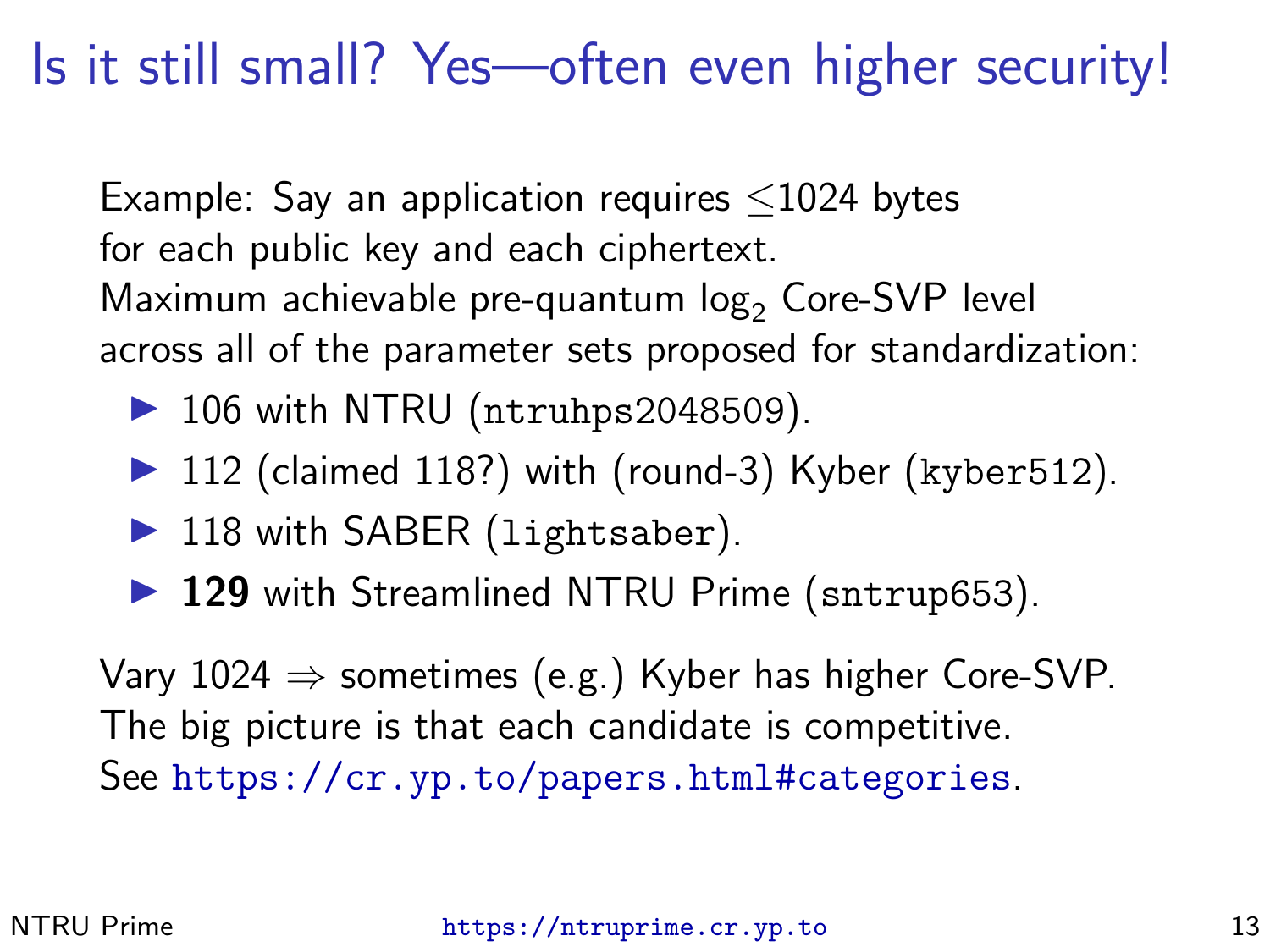# Is it still small? Yes—often even higher security!

Example: Say an application requires $\leq$1024 bytes for each public key and each ciphertext.
Maximum achievable pre-quantum $\log_2$ Core-SVP level across all of the parameter sets proposed for standardization:

- 106 with NTRU (`ntruhps2048509`).
- 112 (claimed 118?) with (round-3) Kyber (`kyber512`).
- 118 with SABER (`lightsaber`).
- **129** with Streamlined NTRU Prime (`sntrup653`).

Vary 1024 $\Rightarrow$ sometimes (e.g.) Kyber has higher Core-SVP.
The big picture is that each candidate is competitive.
See `https://cr.yp.to/papers.html#categories`.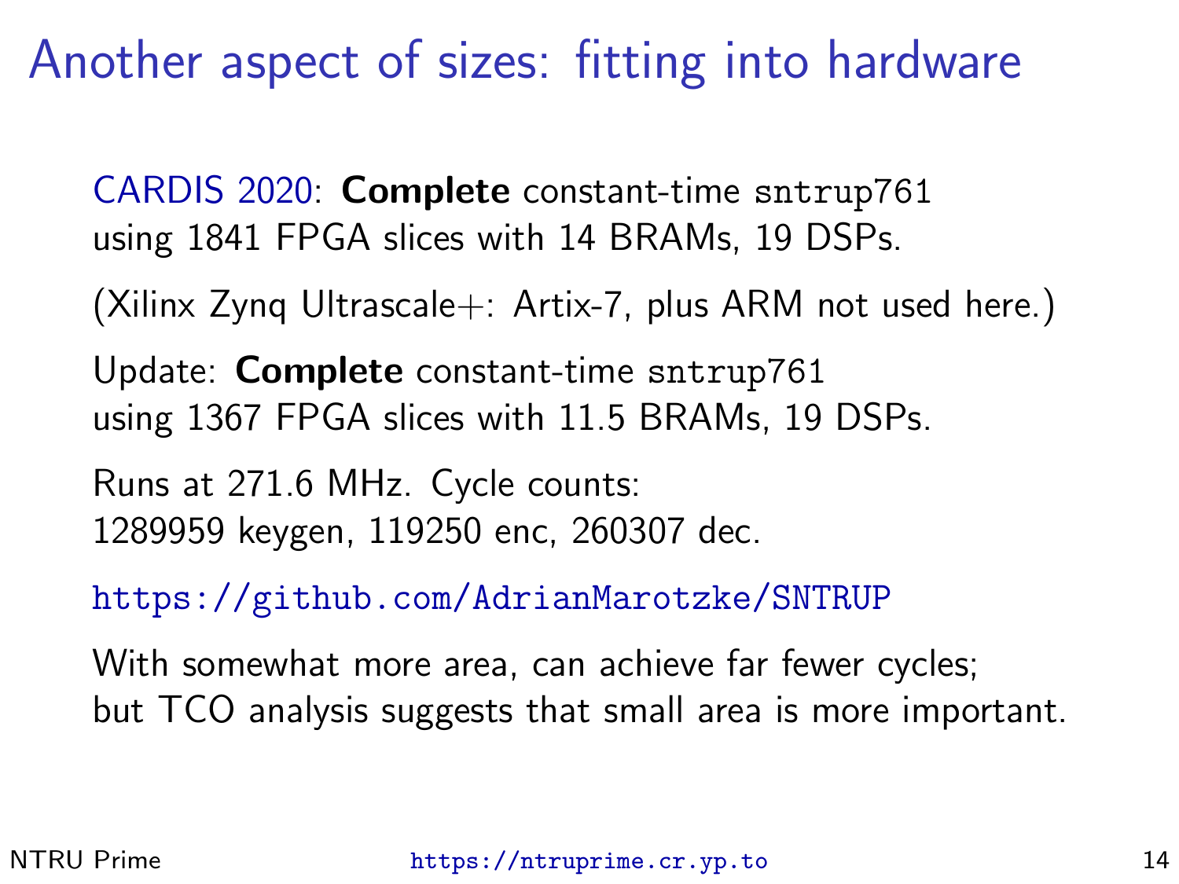# Another aspect of sizes: fitting into hardware

CARDIS 2020: **Complete** constant-time `sntrup761` using 1841 FPGA slices with 14 BRAMs, 19 DSPs.

(Xilinx Zynq Ultrascale+: Artix-7, plus ARM not used here.)

Update: **Complete** constant-time `sntrup761` using 1367 FPGA slices with 11.5 BRAMs, 19 DSPs.

Runs at 271.6 MHz. Cycle counts: 1289959 keygen, 119250 enc, 260307 dec.

`https://github.com/AdrianMarotzke/SNTRUP`

With somewhat more area, can achieve far fewer cycles; but TCO analysis suggests that small area is more important.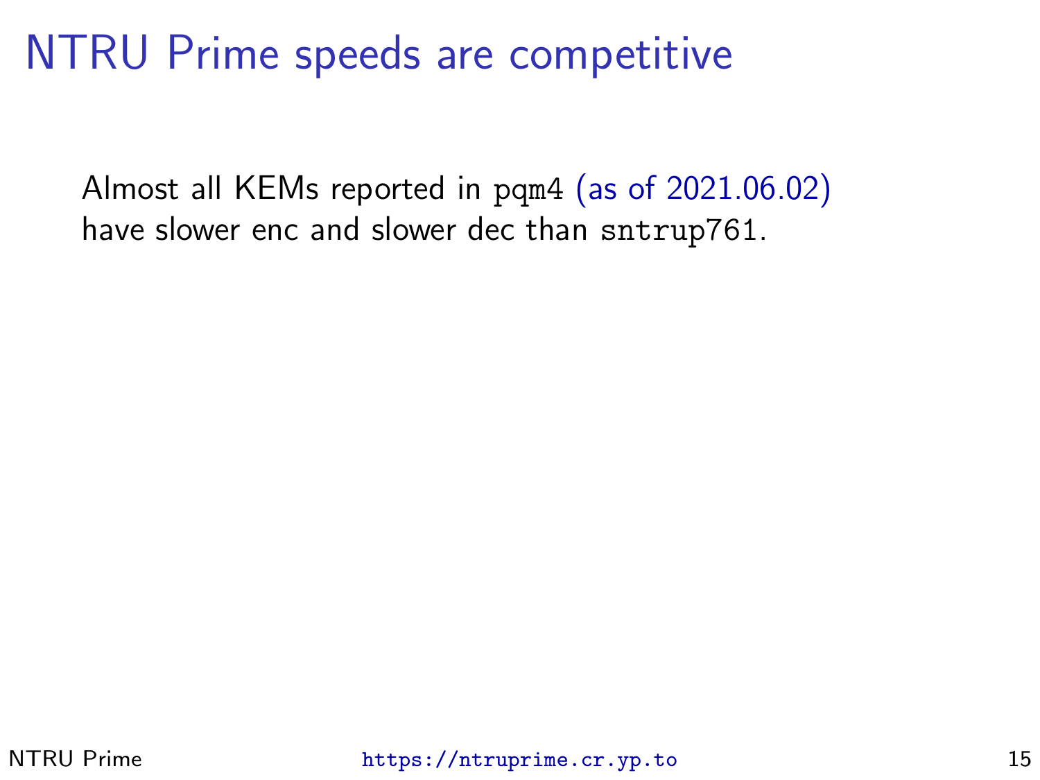# NTRU Prime speeds are competitive

Almost all KEMs reported in `pqm4` (as of 2021.06.02) have slower enc and slower dec than `sntrup761`.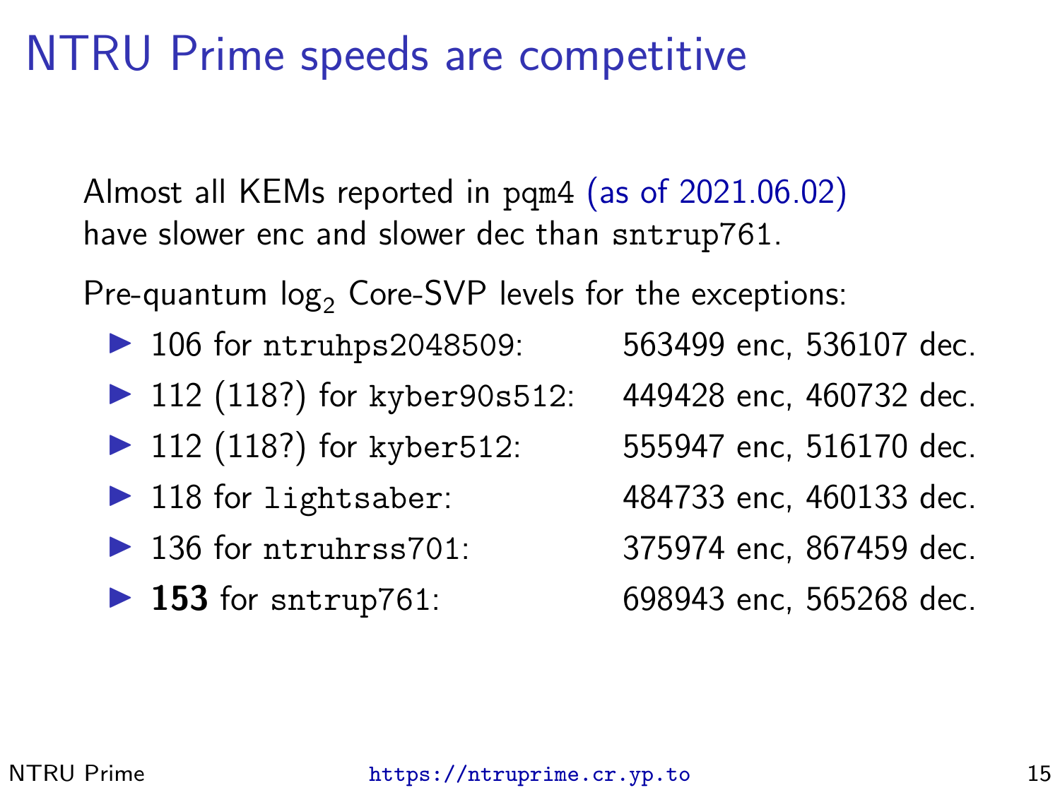# NTRU Prime speeds are competitive

Almost all KEMs reported in `pqm4` (as of 2021.06.02) have slower enc and slower dec than `sntrup761`.

Pre-quantum $\log_2$ Core-SVP levels for the exceptions:

- 106 for `ntruhps2048509`: 563499 enc, 536107 dec.
- 112 (118?) for `kyber90s512`: 449428 enc, 460732 dec.
- 112 (118?) for `kyber512`: 555947 enc, 516170 dec.
- 118 for `lightsaber`: 484733 enc, 460133 dec.
- 136 for `ntruhrss701`: 375974 enc, 867459 dec.
- **153** for `sntrup761`: 698943 enc, 565268 dec.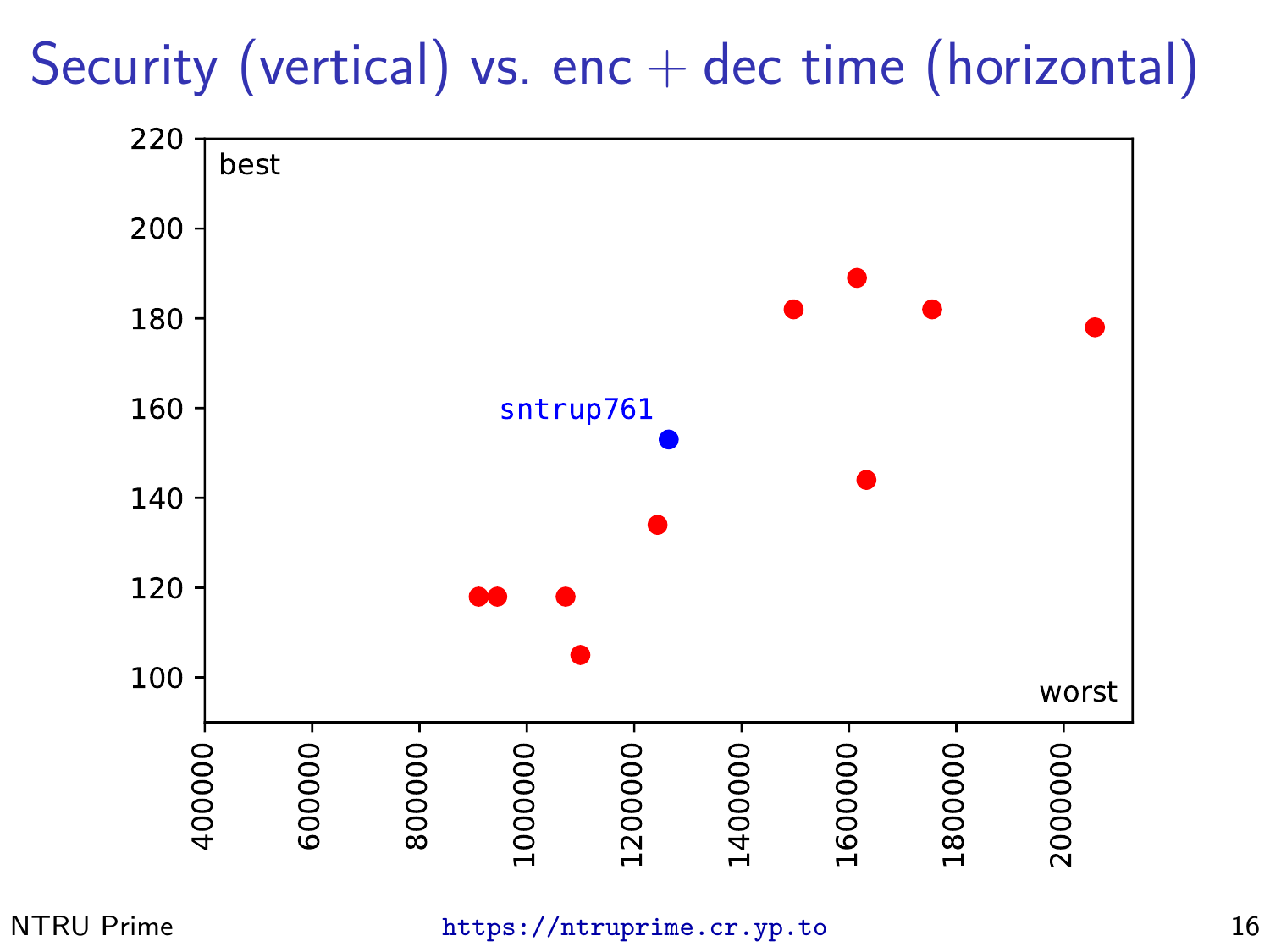# Security (vertical) vs. enc + dec time (horizontal)

best

sntrup761

worst

220
200
180
160
140
120
100

400000 600000 800000 1000000 1200000 1400000 1600000 1800000 2000000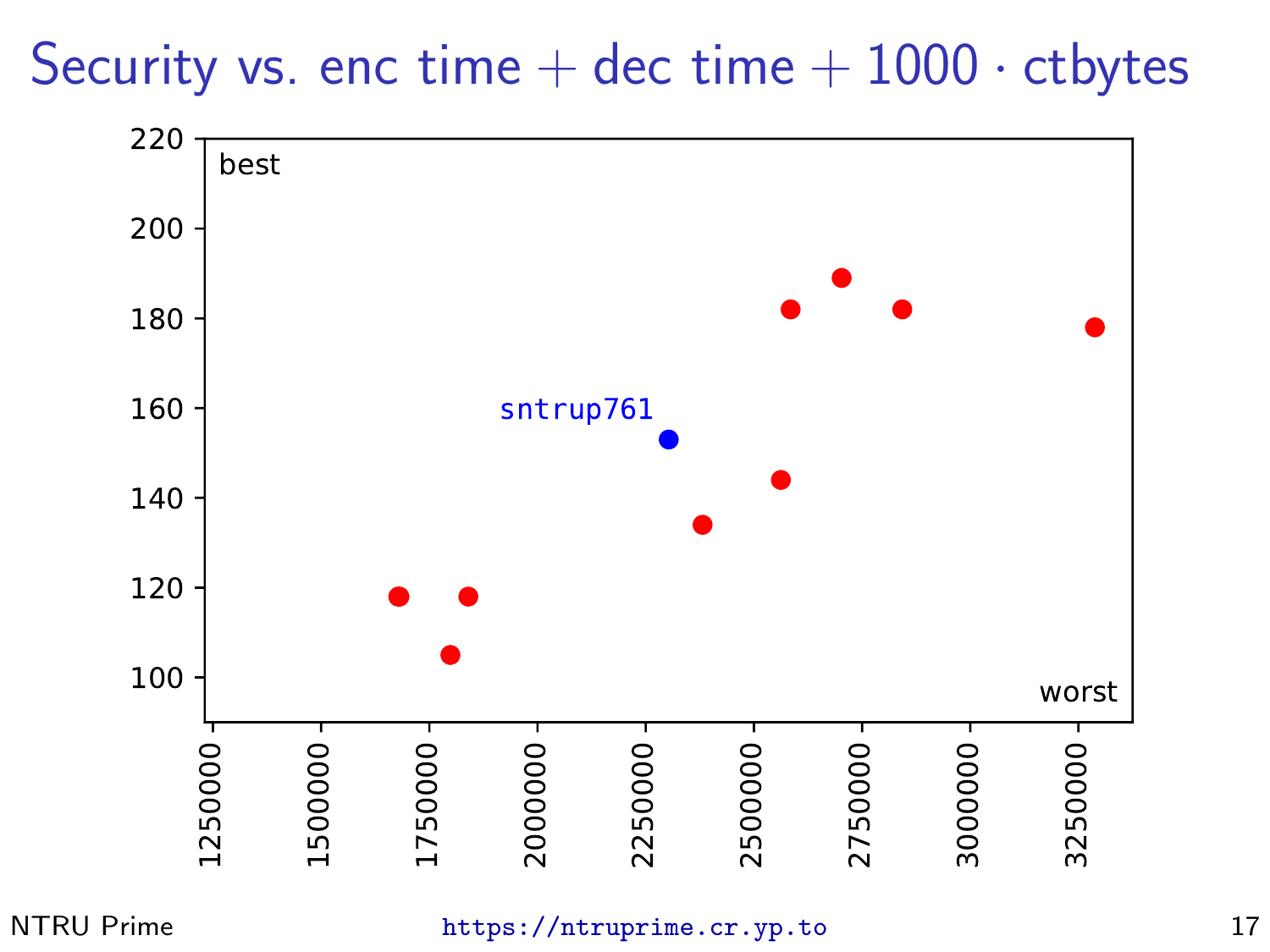# Security vs. enc time + dec time + 1000 · ctbytes

best

sntrup761

worst

220
200
180
160
140
120
100

1250000 1500000 1750000 2000000 2250000 2500000 2750000 3000000 3250000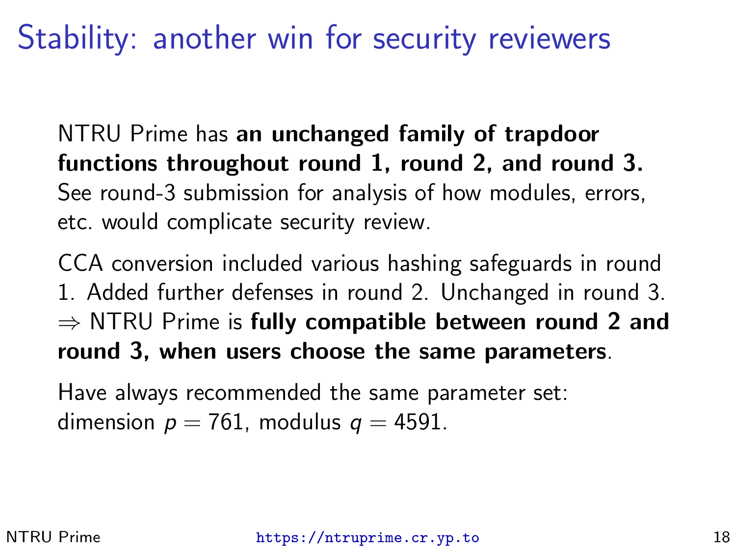# Stability: another win for security reviewers

NTRU Prime has **an unchanged family of trapdoor functions throughout round 1, round 2, and round 3.** See round-3 submission for analysis of how modules, errors, etc. would complicate security review.

CCA conversion included various hashing safeguards in round 1. Added further defenses in round 2. Unchanged in round 3. $\Rightarrow$ NTRU Prime is **fully compatible between round 2 and round 3, when users choose the same parameters**.

Have always recommended the same parameter set: dimension $p = 761$, modulus $q = 4591$.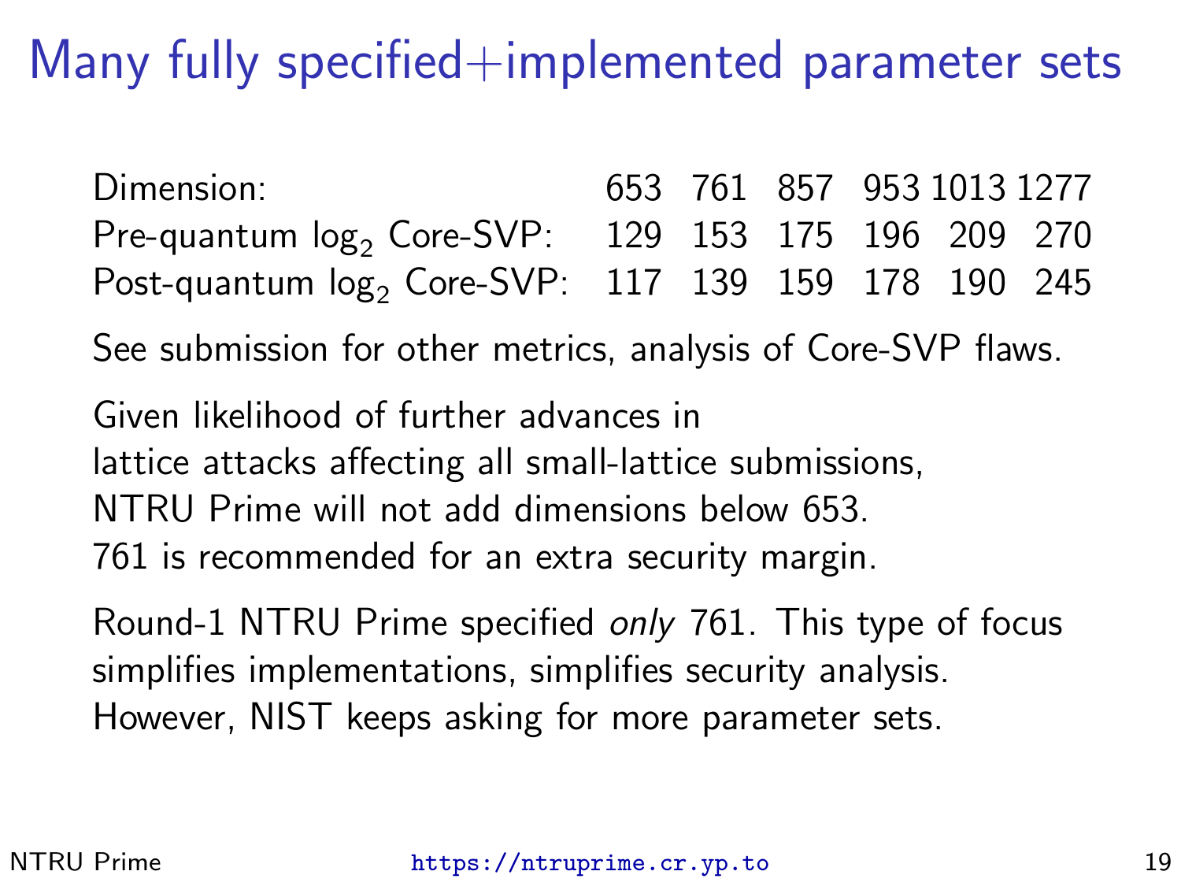# Many fully specified+implemented parameter sets

| Dimension: | 653 | 761 | 857 | 953 | 1013 | 1277 |
|---|---|---|---|---|---|---|
| Pre-quantum $\log_2$ Core-SVP: | 129 | 153 | 175 | 196 | 209 | 270 |
| Post-quantum $\log_2$ Core-SVP: | 117 | 139 | 159 | 178 | 190 | 245 |

See submission for other metrics, analysis of Core-SVP flaws.

Given likelihood of further advances in lattice attacks affecting all small-lattice submissions, NTRU Prime will not add dimensions below 653. 761 is recommended for an extra security margin.

Round-1 NTRU Prime specified *only* 761. This type of focus simplifies implementations, simplifies security analysis. However, NIST keeps asking for more parameter sets.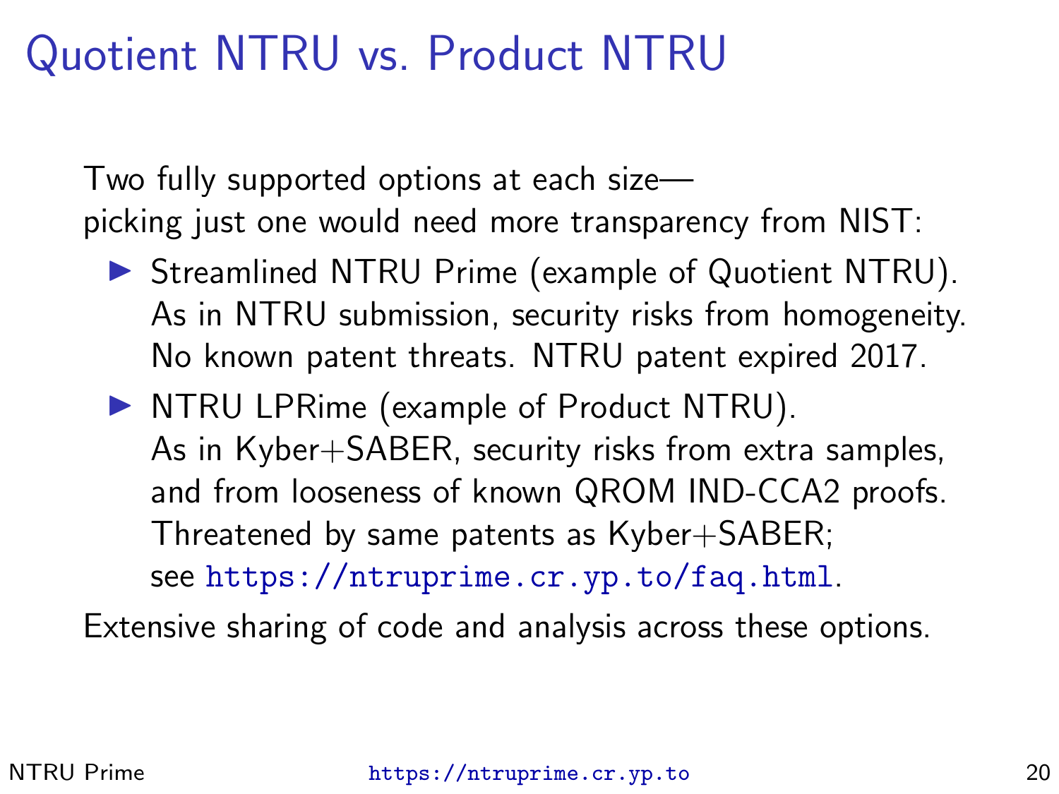# Quotient NTRU vs. Product NTRU

Two fully supported options at each size—
picking just one would need more transparency from NIST:

- Streamlined NTRU Prime (example of Quotient NTRU).
  As in NTRU submission, security risks from homogeneity.
  No known patent threats. NTRU patent expired 2017.
- NTRU LPRime (example of Product NTRU).
  As in Kyber+SABER, security risks from extra samples,
  and from looseness of known QROM IND-CCA2 proofs.
  Threatened by same patents as Kyber+SABER;
  see https://ntruprime.cr.yp.to/faq.html.

Extensive sharing of code and analysis across these options.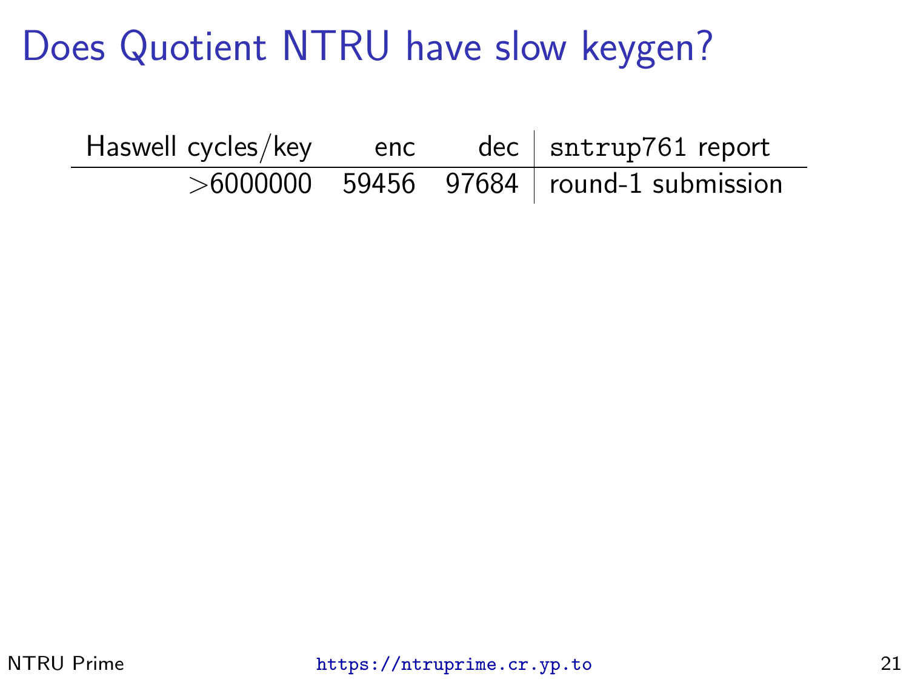# Does Quotient NTRU have slow keygen?

| Haswell cycles/key | enc | dec | sntrup761 report |
|---:|---:|---:|---|
| $>$6000000 | 59456 | 97684 | round-1 submission |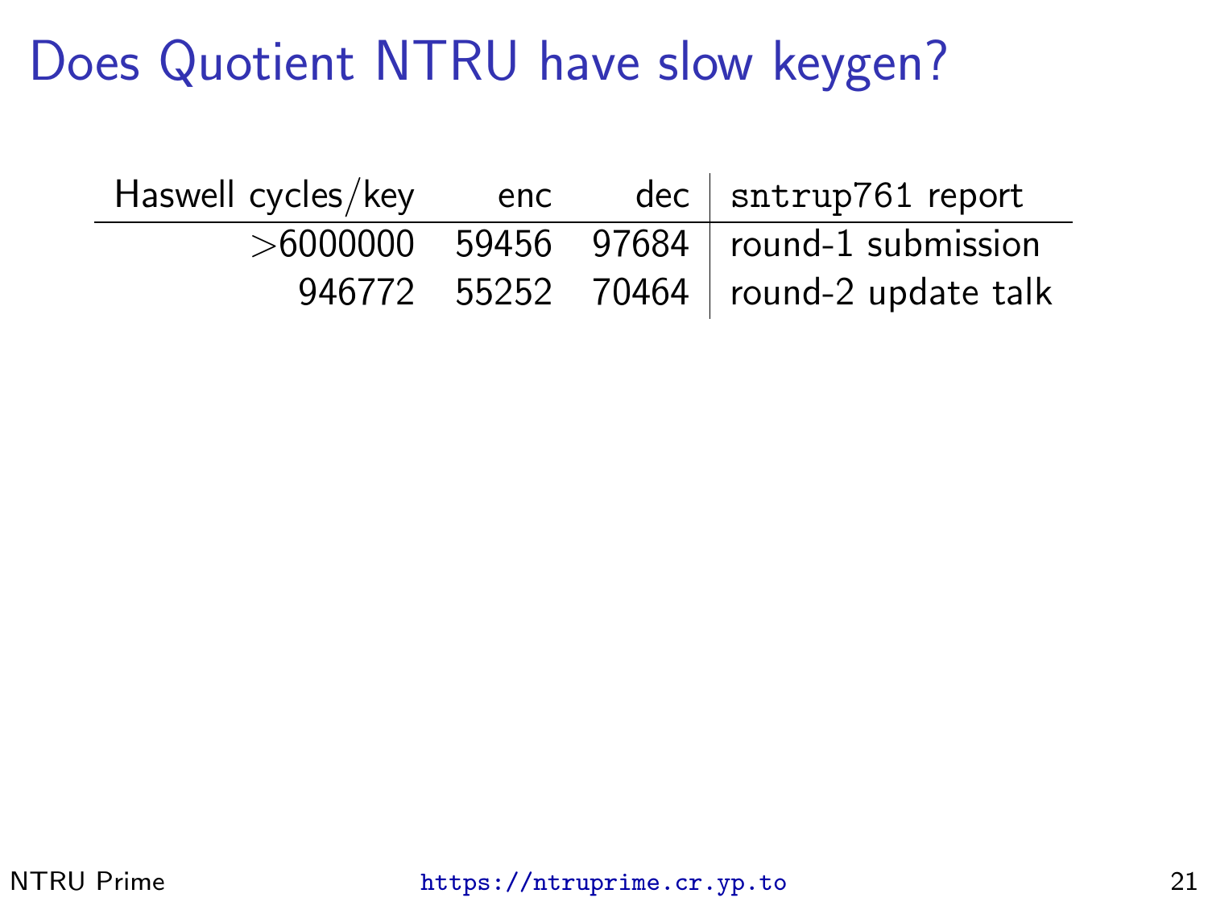# Does Quotient NTRU have slow keygen?

| Haswell cycles/key | enc | dec | `sntrup761` report |
|---:|---:|---:|---|
| $>$6000000 | 59456 | 97684 | round-1 submission |
| 946772 | 55252 | 70464 | round-2 update talk |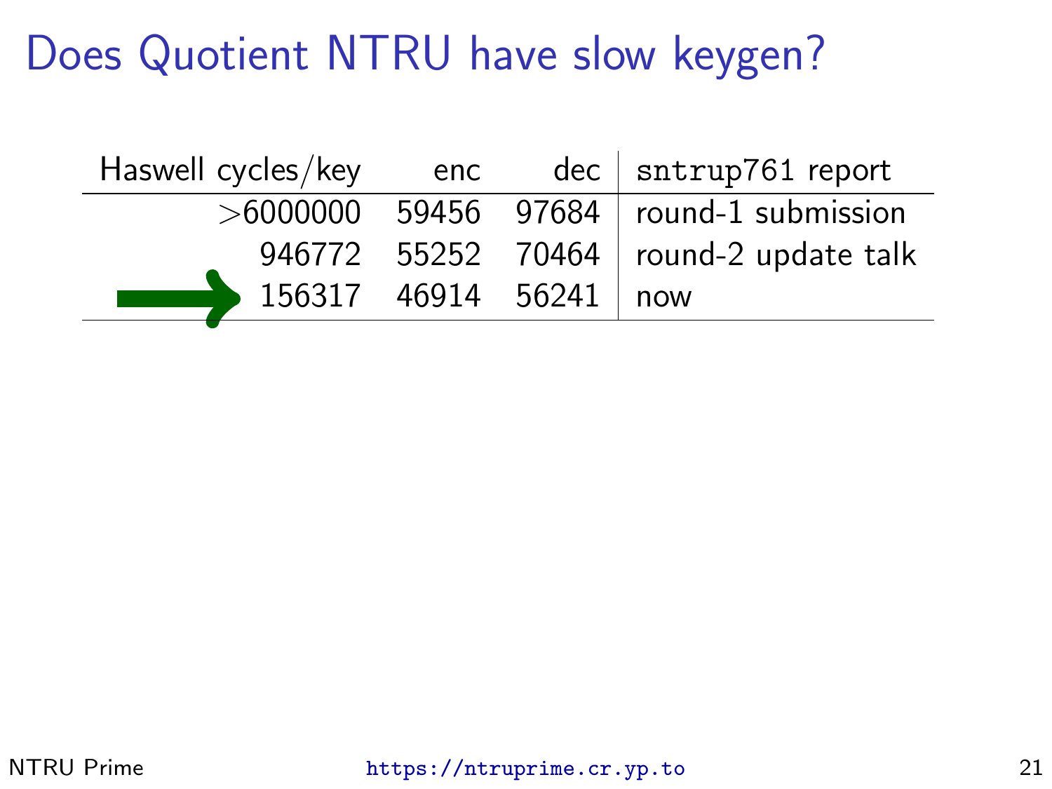# Does Quotient NTRU have slow keygen?

| Haswell cycles/key | enc | dec | sntrup761 report |
|---|---|---|---|
| >6000000 | 59456 | 97684 | round-1 submission |
| 946772 | 55252 | 70464 | round-2 update talk |
| 156317 | 46914 | 56241 | now |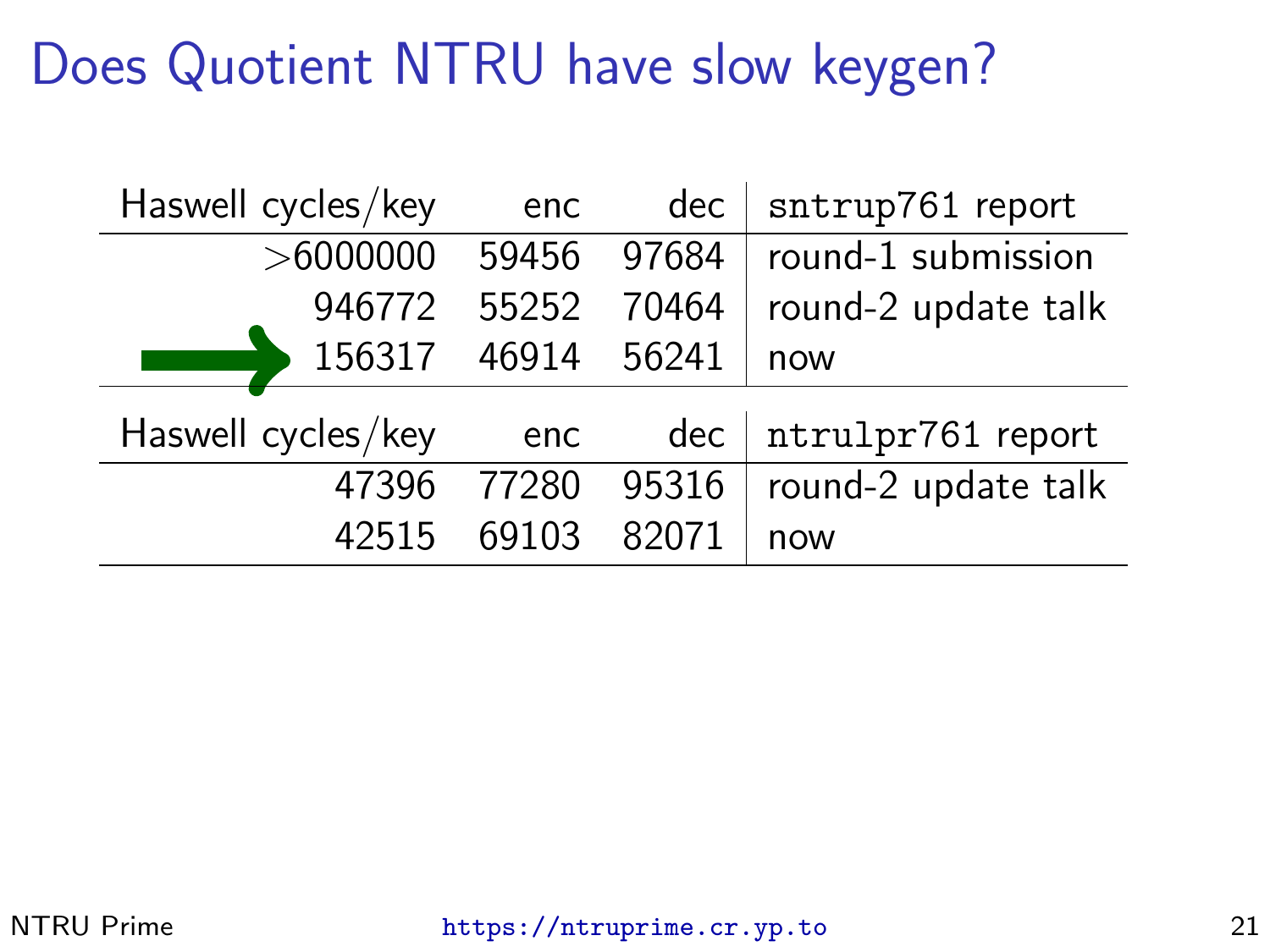# Does Quotient NTRU have slow keygen?

| Haswell cycles/key | enc | dec | `sntrup761` report |
|---|---|---|---|
| >6000000 | 59456 | 97684 | round-1 submission |
| 946772 | 55252 | 70464 | round-2 update talk |
| → 156317 | 46914 | 56241 | now |

| Haswell cycles/key | enc | dec | `ntrulpr761` report |
|---|---|---|---|
| 47396 | 77280 | 95316 | round-2 update talk |
| 42515 | 69103 | 82071 | now |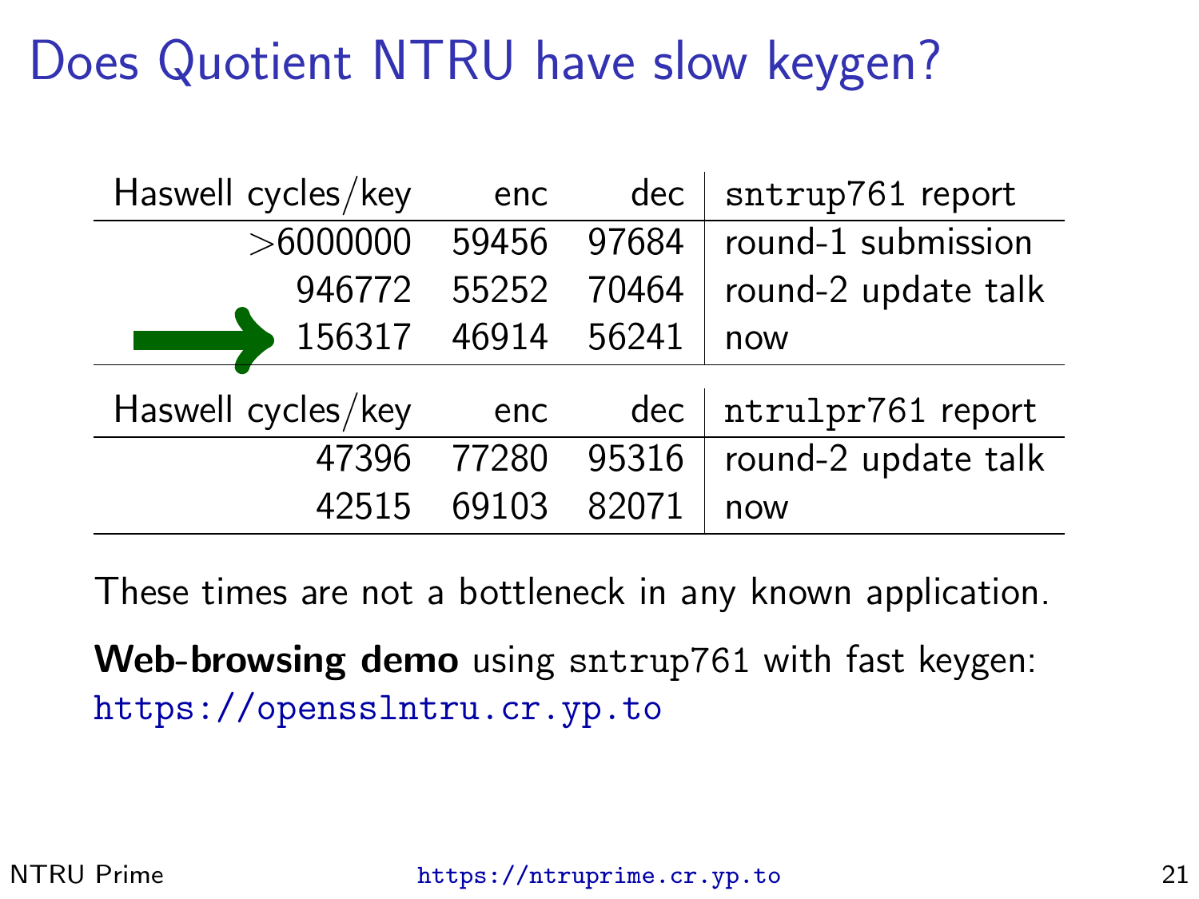# Does Quotient NTRU have slow keygen?

| Haswell cycles/key | enc | dec | sntrup761 report |
|---|---|---|---|
| >6000000 | 59456 | 97684 | round-1 submission |
| 946772 | 55252 | 70464 | round-2 update talk |
| → 156317 | 46914 | 56241 | now |

| Haswell cycles/key | enc | dec | ntrulpr761 report |
|---|---|---|---|
| 47396 | 77280 | 95316 | round-2 update talk |
| 42515 | 69103 | 82071 | now |

These times are not a bottleneck in any known application.

**Web-browsing demo** using sntrup761 with fast keygen:
https://opensslntru.cr.yp.to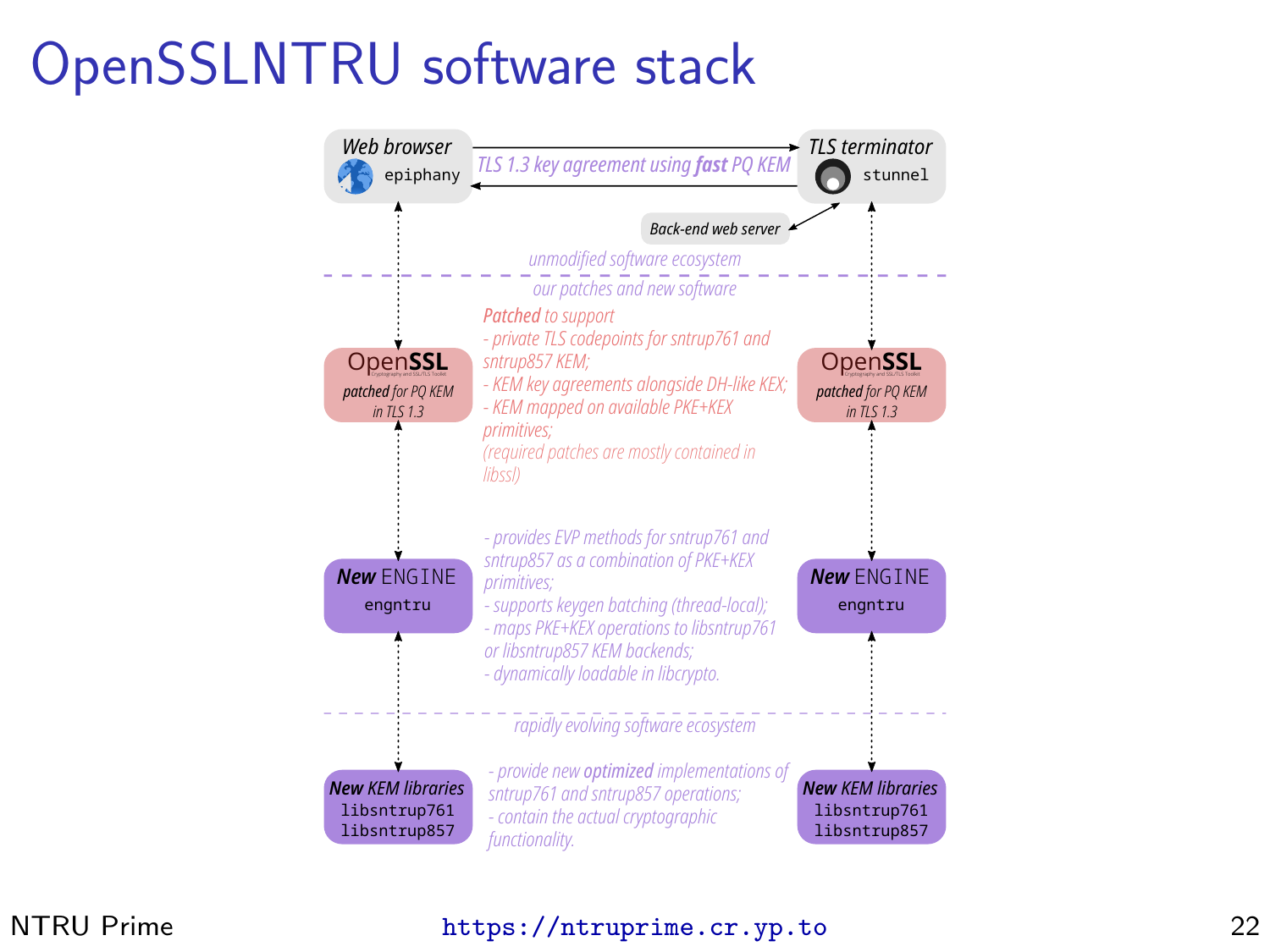# OpenSSLNTRU software stack

**Web browser**
epiphany

TLS 1.3 key agreement using ***fast*** PQ KEM

**TLS terminator**
stunnel

Back-end web server

*unmodified software ecosystem*

*our patches and new software*

**OpenSSL** — *patched for PQ KEM in TLS 1.3*

***Patched*** *to support*
- *private TLS codepoints for sntrup761 and sntrup857 KEM;*
- *KEM key agreements alongside DH-like KEX;*
- *KEM mapped on available PKE+KEX primitives;*

*(required patches are mostly contained in libssl)*

***New*** **ENGINE** — engntru

- *provides EVP methods for sntrup761 and sntrup857 as a combination of PKE+KEX primitives;*
- *supports keygen batching (thread-local);*
- *maps PKE+KEX operations to libsntrup761 or libsntrup857 KEM backends;*
- *dynamically loadable in libcrypto.*

*rapidly evolving software ecosystem*

***New KEM libraries*** — libsntrup761, libsntrup857

- *provide new* ***optimized*** *implementations of sntrup761 and sntrup857 operations;*
- *contain the actual cryptographic functionality.*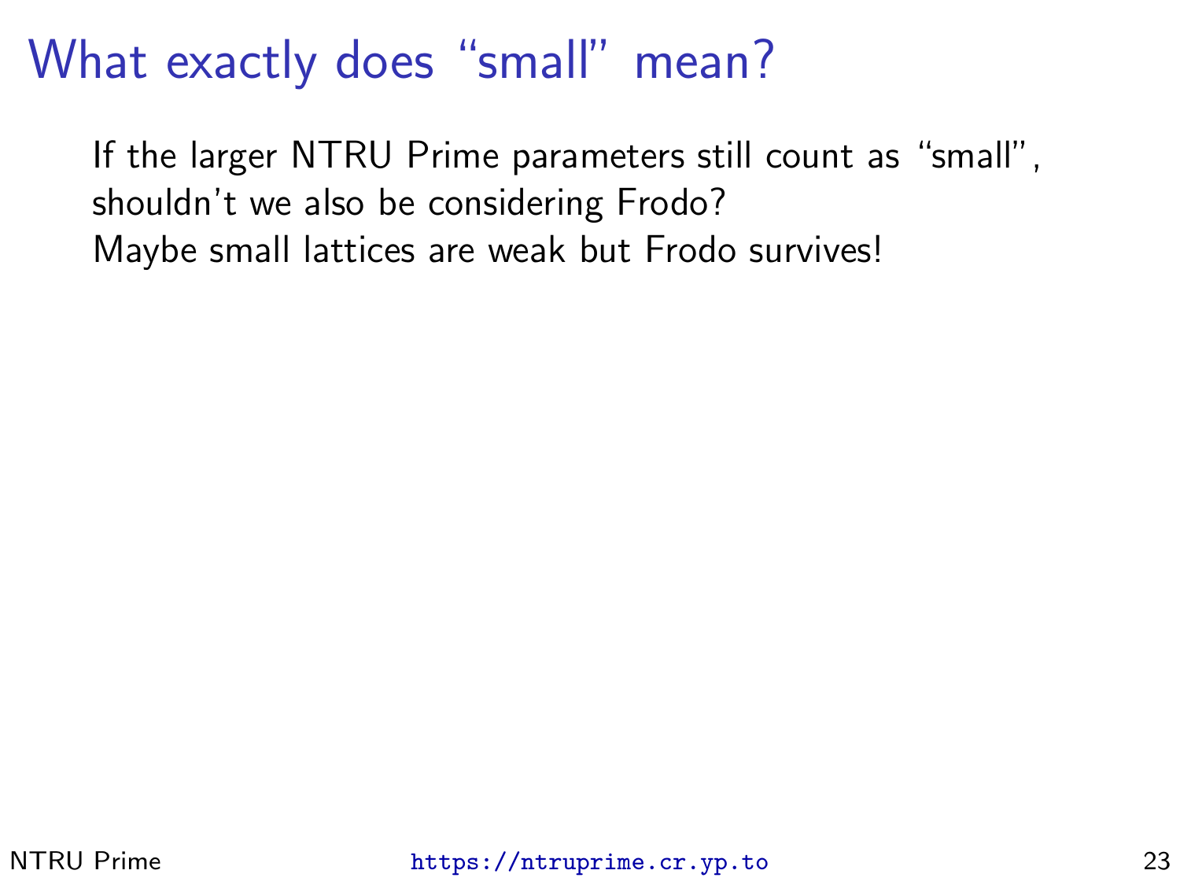# What exactly does “small” mean?

If the larger NTRU Prime parameters still count as “small”,
shouldn’t we also be considering Frodo?
Maybe small lattices are weak but Frodo survives!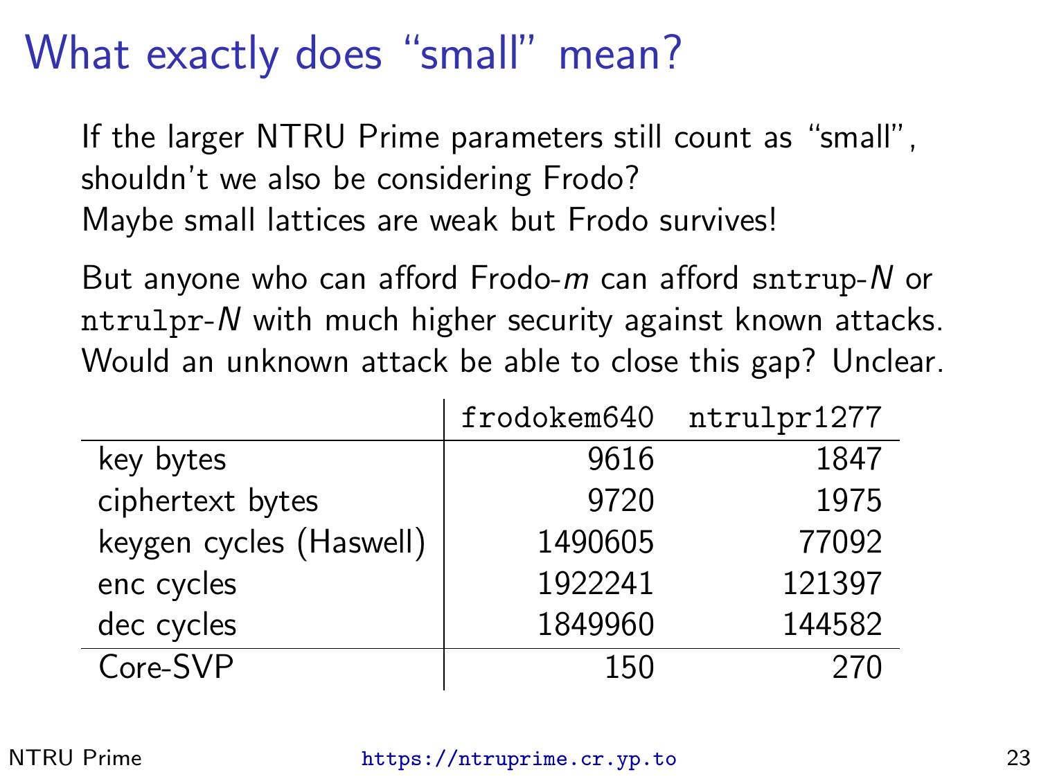# What exactly does “small” mean?

If the larger NTRU Prime parameters still count as “small”, shouldn’t we also be considering Frodo?
Maybe small lattices are weak but Frodo survives!

But anyone who can afford Frodo-$m$ can afford `sntrup`-$N$ or `ntrulpr`-$N$ with much higher security against known attacks.
Would an unknown attack be able to close this gap? Unclear.

| | `frodokem640` | `ntrulpr1277` |
|---|---:|---:|
| key bytes | 9616 | 1847 |
| ciphertext bytes | 9720 | 1975 |
| keygen cycles (Haswell) | 1490605 | 77092 |
| enc cycles | 1922241 | 121397 |
| dec cycles | 1849960 | 144582 |
| Core-SVP | 150 | 270 |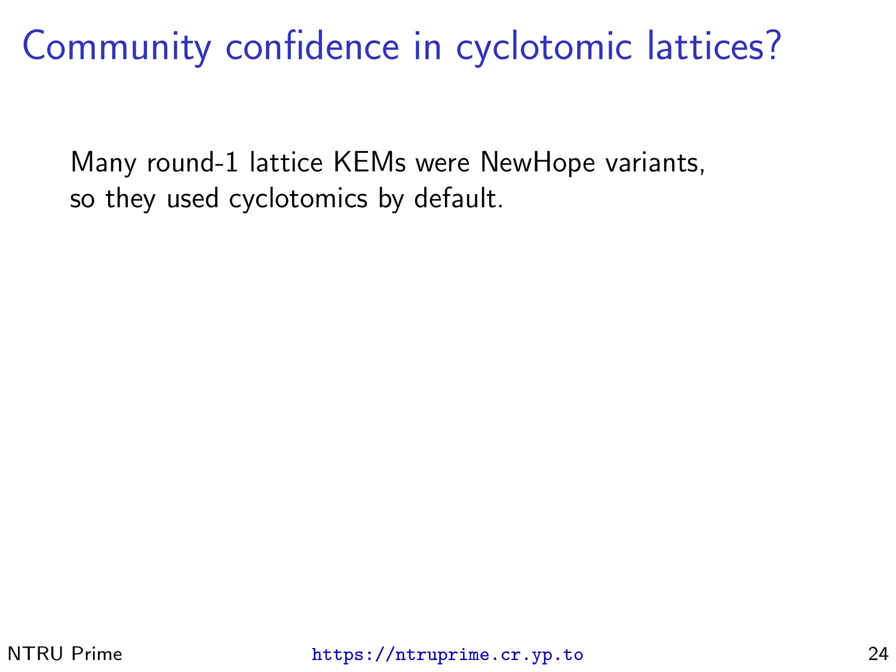# Community confidence in cyclotomic lattices?

Many round-1 lattice KEMs were NewHope variants,
so they used cyclotomics by default.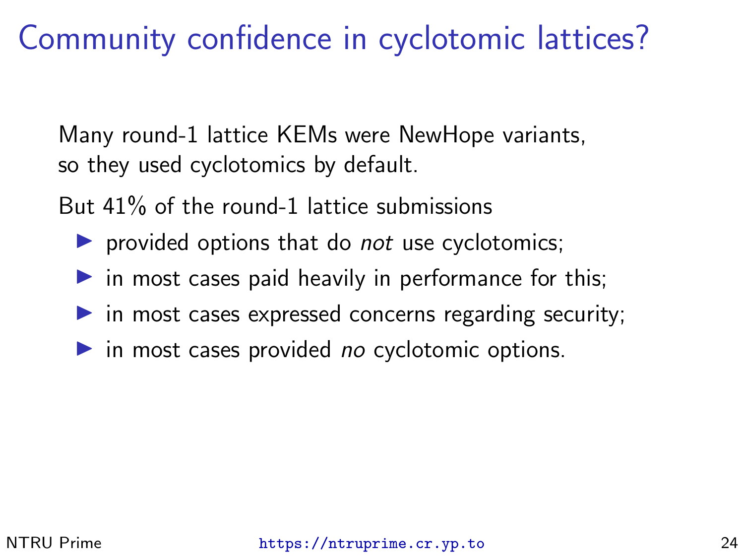# Community confidence in cyclotomic lattices?

Many round-1 lattice KEMs were NewHope variants, so they used cyclotomics by default.

But 41% of the round-1 lattice submissions

- provided options that do *not* use cyclotomics;
- in most cases paid heavily in performance for this;
- in most cases expressed concerns regarding security;
- in most cases provided *no* cyclotomic options.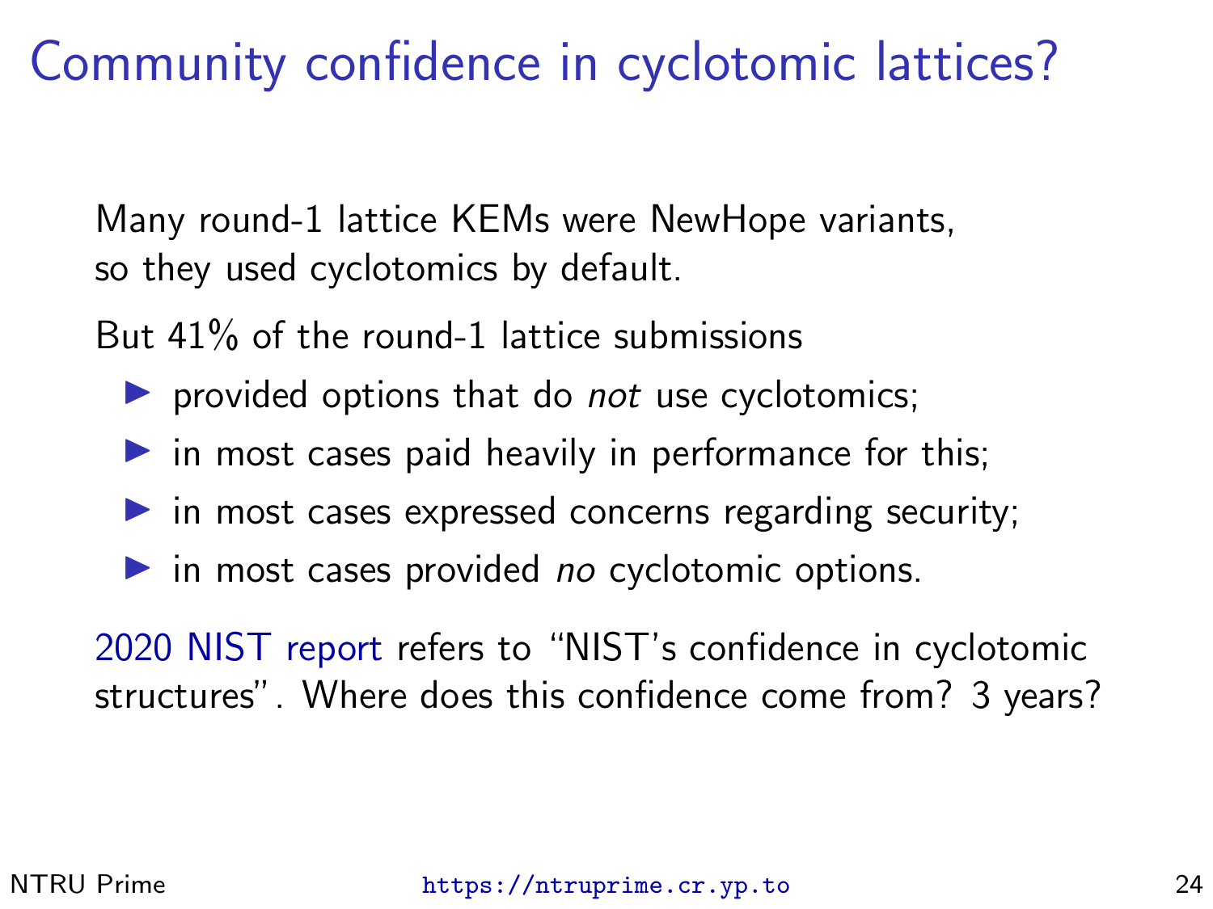# Community confidence in cyclotomic lattices?

Many round-1 lattice KEMs were NewHope variants, so they used cyclotomics by default.

But 41% of the round-1 lattice submissions

- provided options that do *not* use cyclotomics;
- in most cases paid heavily in performance for this;
- in most cases expressed concerns regarding security;
- in most cases provided *no* cyclotomic options.

2020 NIST report refers to "NIST's confidence in cyclotomic structures". Where does this confidence come from? 3 years?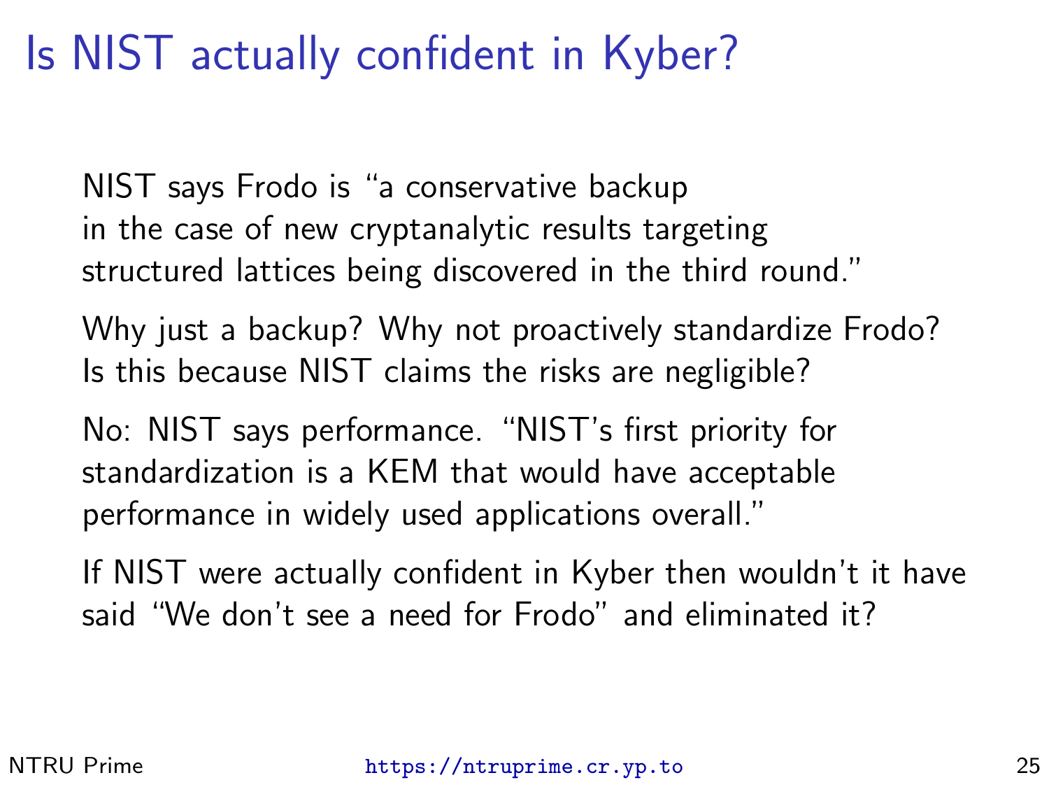# Is NIST actually confident in Kyber?

NIST says Frodo is "a conservative backup in the case of new cryptanalytic results targeting structured lattices being discovered in the third round."

Why just a backup? Why not proactively standardize Frodo? Is this because NIST claims the risks are negligible?

No: NIST says performance. "NIST's first priority for standardization is a KEM that would have acceptable performance in widely used applications overall."

If NIST were actually confident in Kyber then wouldn't it have said "We don't see a need for Frodo" and eliminated it?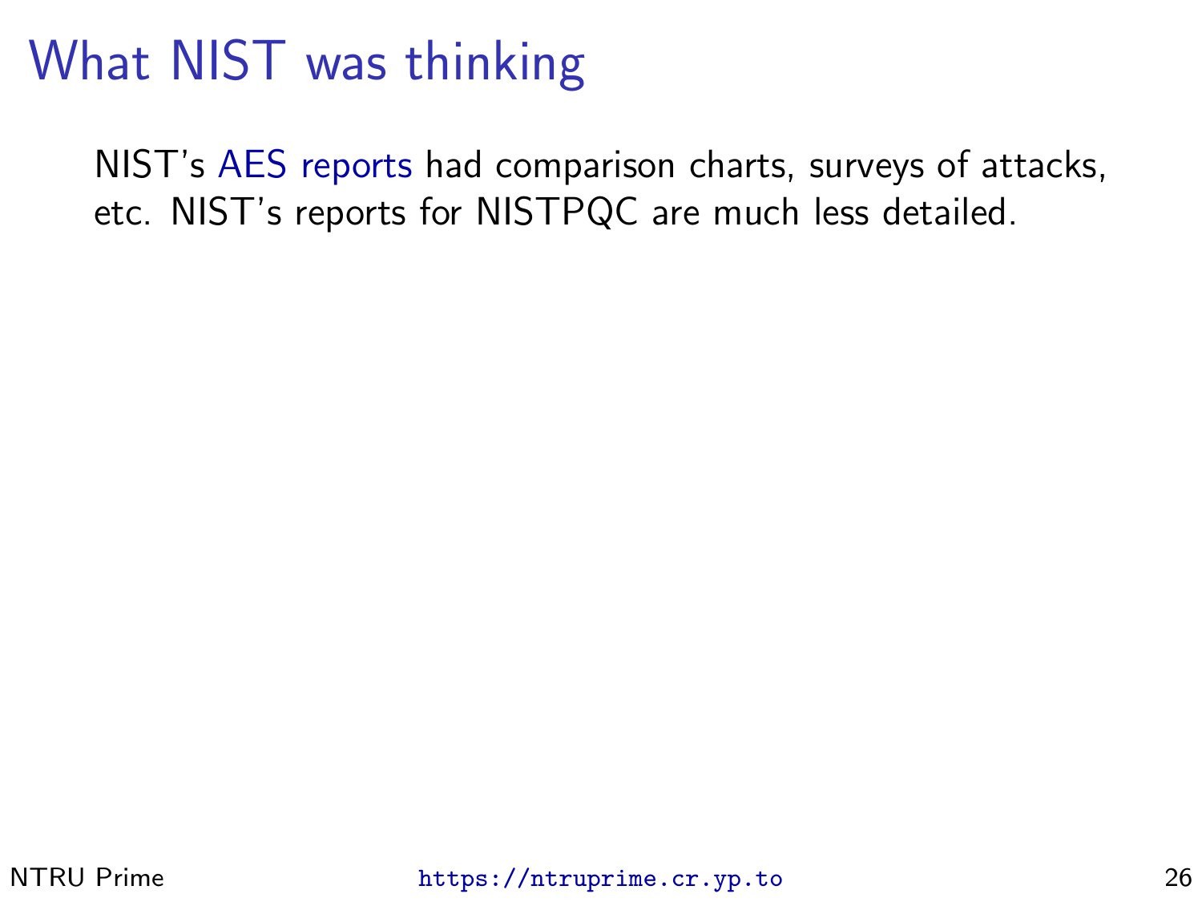# What NIST was thinking

NIST's AES reports had comparison charts, surveys of attacks, etc. NIST's reports for NISTPQC are much less detailed.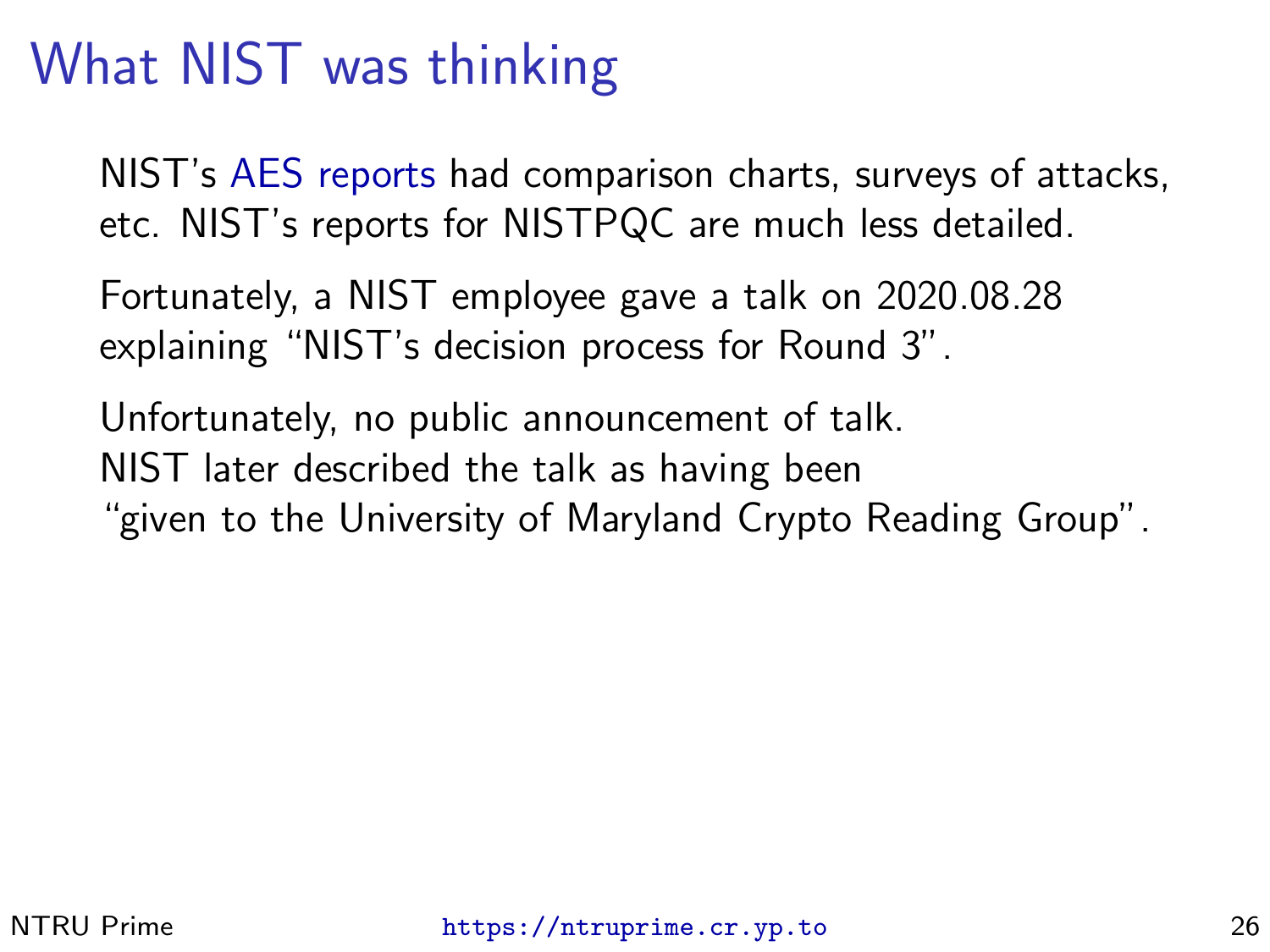# What NIST was thinking

NIST's AES reports had comparison charts, surveys of attacks, etc. NIST's reports for NISTPQC are much less detailed.

Fortunately, a NIST employee gave a talk on 2020.08.28 explaining "NIST's decision process for Round 3".

Unfortunately, no public announcement of talk.
NIST later described the talk as having been
"given to the University of Maryland Crypto Reading Group".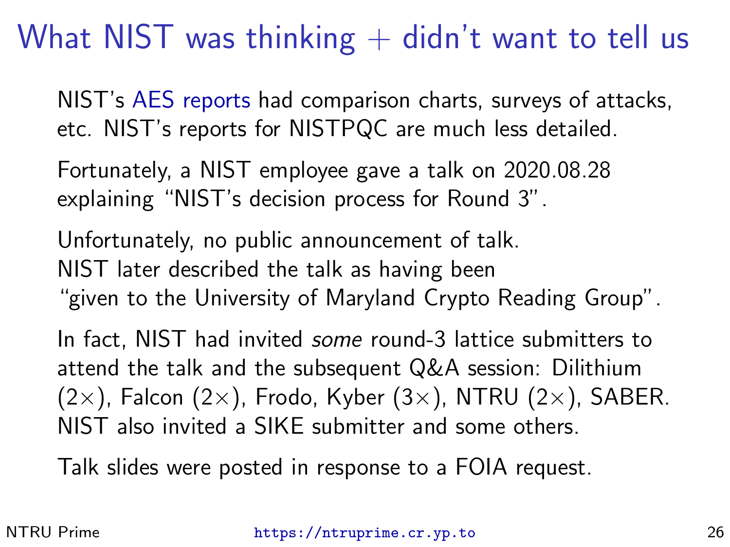# What NIST was thinking + didn't want to tell us

NIST's AES reports had comparison charts, surveys of attacks, etc. NIST's reports for NISTPQC are much less detailed.

Fortunately, a NIST employee gave a talk on 2020.08.28 explaining "NIST's decision process for Round 3".

Unfortunately, no public announcement of talk.
NIST later described the talk as having been
"given to the University of Maryland Crypto Reading Group".

In fact, NIST had invited *some* round-3 lattice submitters to attend the talk and the subsequent Q&A session: Dilithium ($2\times$), Falcon ($2\times$), Frodo, Kyber ($3\times$), NTRU ($2\times$), SABER.
NIST also invited a SIKE submitter and some others.

Talk slides were posted in response to a FOIA request.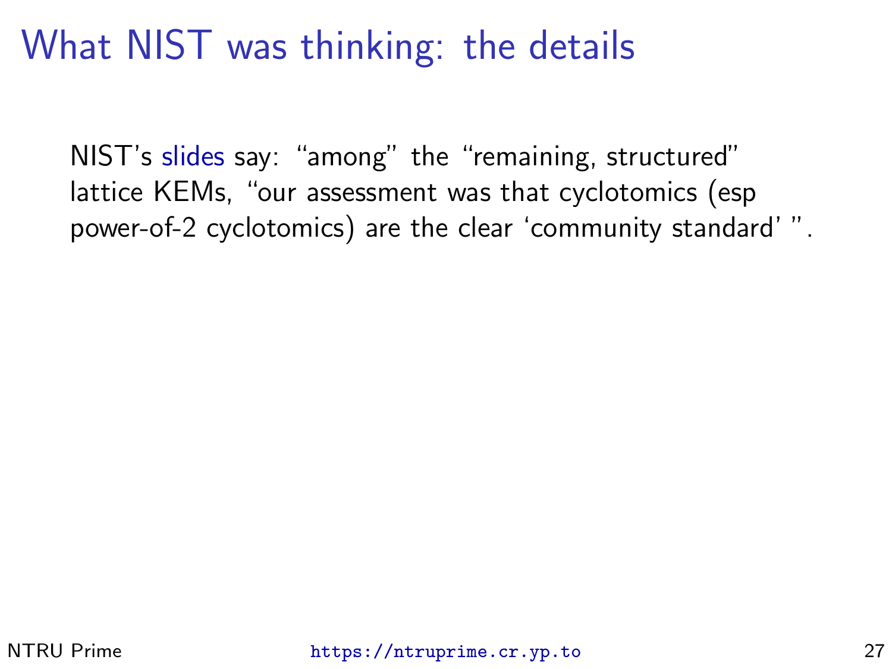# What NIST was thinking: the details

NIST's slides say: "among" the "remaining, structured" lattice KEMs, "our assessment was that cyclotomics (esp power-of-2 cyclotomics) are the clear 'community standard' ".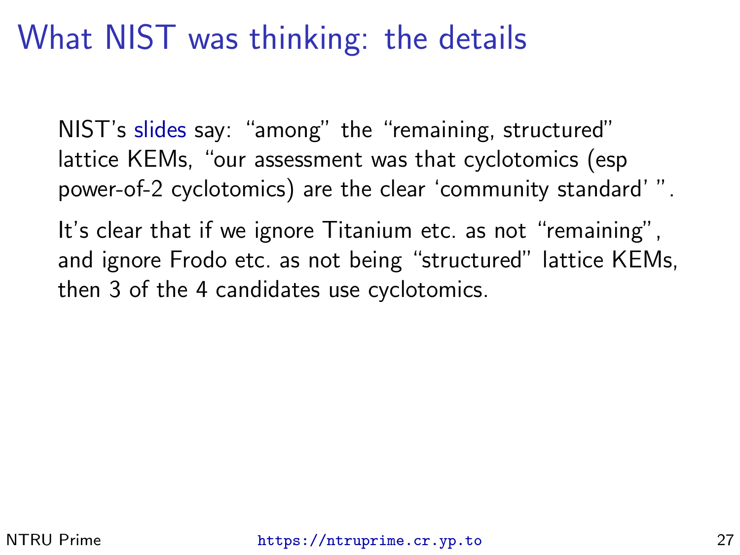# What NIST was thinking: the details

NIST's slides say: "among" the "remaining, structured" lattice KEMs, "our assessment was that cyclotomics (esp power-of-2 cyclotomics) are the clear 'community standard' ".

It's clear that if we ignore Titanium etc. as not "remaining", and ignore Frodo etc. as not being "structured" lattice KEMs, then 3 of the 4 candidates use cyclotomics.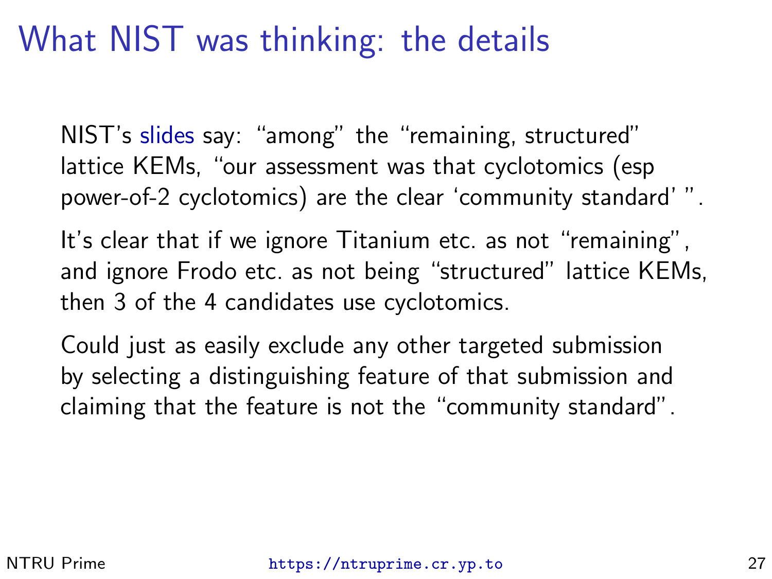# What NIST was thinking: the details

NIST's slides say: "among" the "remaining, structured" lattice KEMs, "our assessment was that cyclotomics (esp power-of-2 cyclotomics) are the clear 'community standard' ".

It's clear that if we ignore Titanium etc. as not "remaining", and ignore Frodo etc. as not being "structured" lattice KEMs, then 3 of the 4 candidates use cyclotomics.

Could just as easily exclude any other targeted submission by selecting a distinguishing feature of that submission and claiming that the feature is not the "community standard".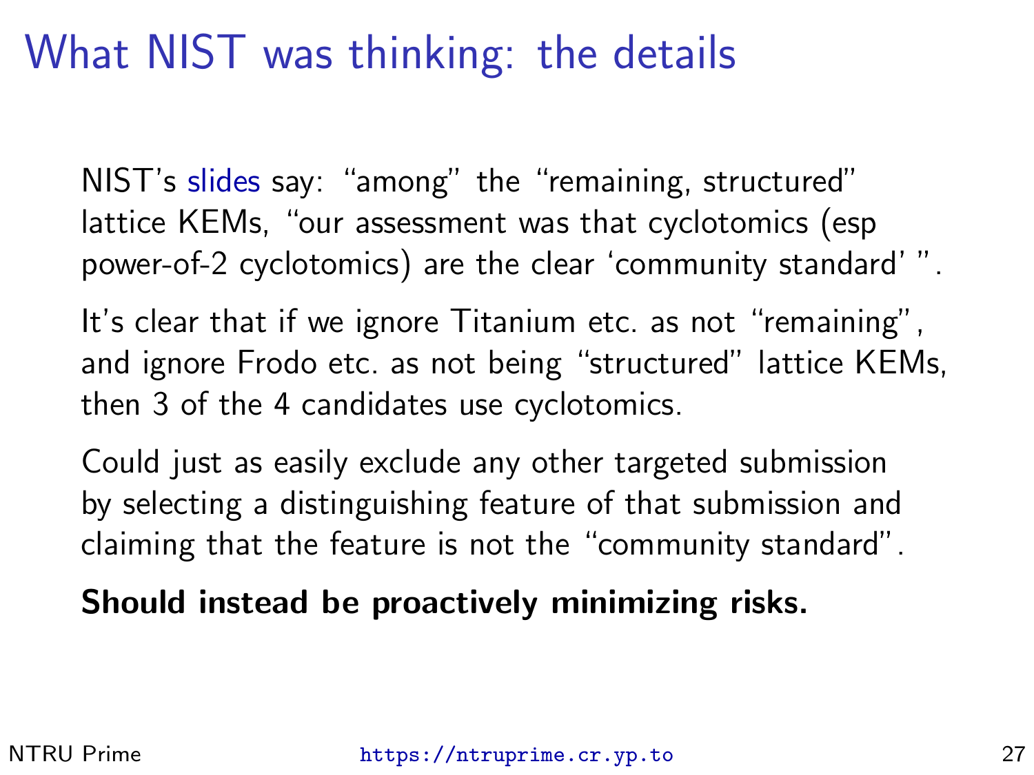# What NIST was thinking: the details

NIST's slides say: "among" the "remaining, structured" lattice KEMs, "our assessment was that cyclotomics (esp power-of-2 cyclotomics) are the clear 'community standard' ".

It's clear that if we ignore Titanium etc. as not "remaining", and ignore Frodo etc. as not being "structured" lattice KEMs, then 3 of the 4 candidates use cyclotomics.

Could just as easily exclude any other targeted submission by selecting a distinguishing feature of that submission and claiming that the feature is not the "community standard".

**Should instead be proactively minimizing risks.**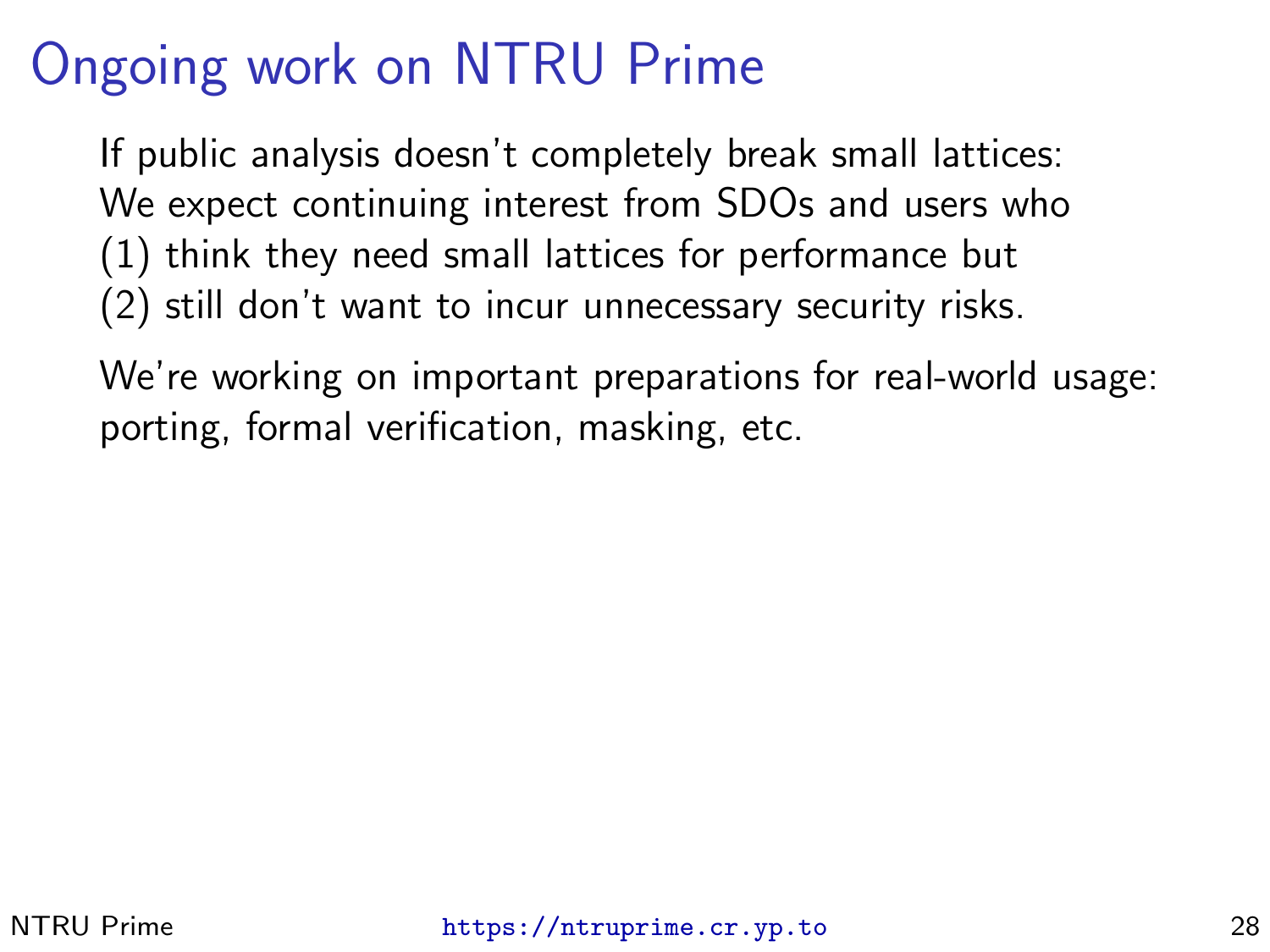# Ongoing work on NTRU Prime

If public analysis doesn't completely break small lattices:
We expect continuing interest from SDOs and users who
(1) think they need small lattices for performance but
(2) still don't want to incur unnecessary security risks.

We're working on important preparations for real-world usage:
porting, formal verification, masking, etc.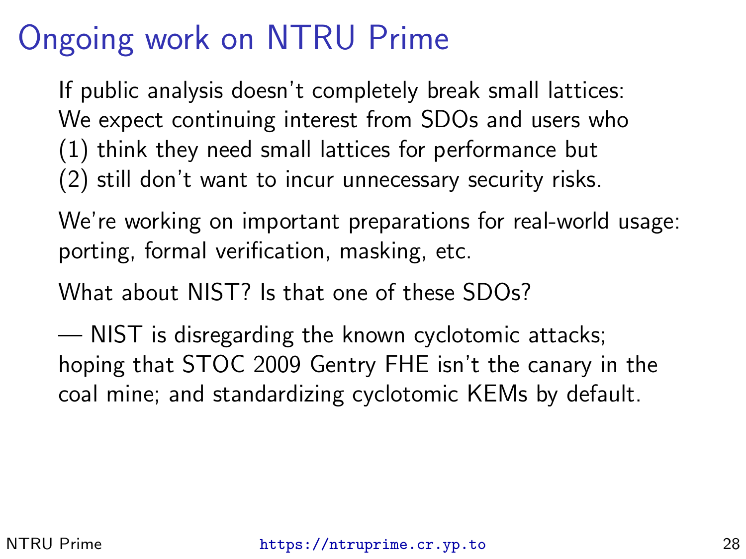# Ongoing work on NTRU Prime

If public analysis doesn't completely break small lattices:
We expect continuing interest from SDOs and users who
(1) think they need small lattices for performance but
(2) still don't want to incur unnecessary security risks.

We're working on important preparations for real-world usage: porting, formal verification, masking, etc.

What about NIST? Is that one of these SDOs?

— NIST is disregarding the known cyclotomic attacks; hoping that STOC 2009 Gentry FHE isn't the canary in the coal mine; and standardizing cyclotomic KEMs by default.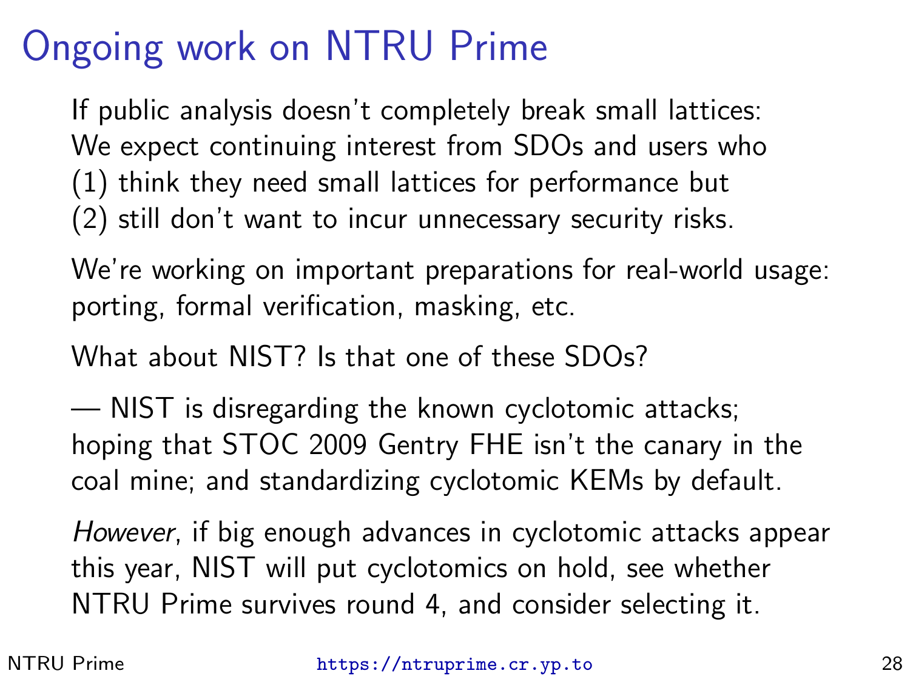# Ongoing work on NTRU Prime

If public analysis doesn't completely break small lattices:
We expect continuing interest from SDOs and users who
(1) think they need small lattices for performance but
(2) still don't want to incur unnecessary security risks.

We're working on important preparations for real-world usage:
porting, formal verification, masking, etc.

What about NIST? Is that one of these SDOs?

— NIST is disregarding the known cyclotomic attacks;
hoping that STOC 2009 Gentry FHE isn't the canary in the
coal mine; and standardizing cyclotomic KEMs by default.

*However*, if big enough advances in cyclotomic attacks appear
this year, NIST will put cyclotomics on hold, see whether
NTRU Prime survives round 4, and consider selecting it.